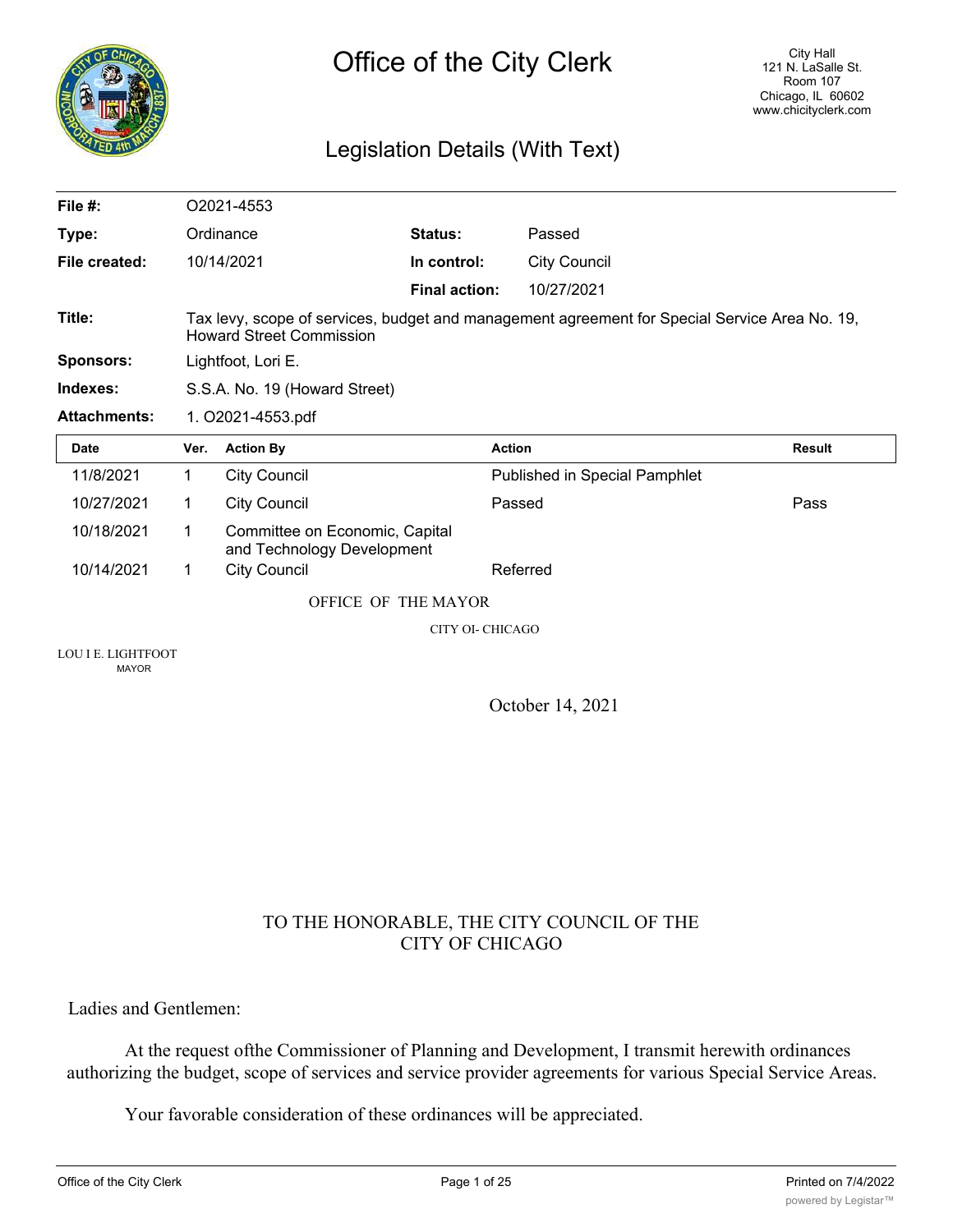# Office of the City Clerk

City Hall
121 N. LaSalle St.
Room 107
Chicago, IL 60602
www.chicityclerk.com

## Legislation Details (With Text)

| | | | |
|---|---|---|---|
| **File #:** | O2021-4553 | | |
| **Type:** | Ordinance | **Status:** | Passed |
| **File created:** | 10/14/2021 | **In control:** | City Council |
| | | **Final action:** | 10/27/2021 |
| **Title:** | Tax levy, scope of services, budget and management agreement for Special Service Area No. 19, Howard Street Commission | | |
| **Sponsors:** | Lightfoot, Lori E. | | |
| **Indexes:** | S.S.A. No. 19 (Howard Street) | | |
| **Attachments:** | 1. O2021-4553.pdf | | |

| Date | Ver. | Action By | Action | Result |
|---|---|---|---|---|
| 11/8/2021 | 1 | City Council | Published in Special Pamphlet | |
| 10/27/2021 | 1 | City Council | Passed | Pass |
| 10/18/2021 | 1 | Committee on Economic, Capital and Technology Development | | |
| 10/14/2021 | 1 | City Council | Referred | |

OFFICE OF THE MAYOR

CITY OI- CHICAGO

LOU I E. LIGHTFOOT
MAYOR

October 14, 2021

TO THE HONORABLE, THE CITY COUNCIL OF THE
CITY OF CHICAGO

Ladies and Gentlemen:

At the request ofthe Commissioner of Planning and Development, I transmit herewith ordinances authorizing the budget, scope of services and service provider agreements for various Special Service Areas.

Your favorable consideration of these ordinances will be appreciated.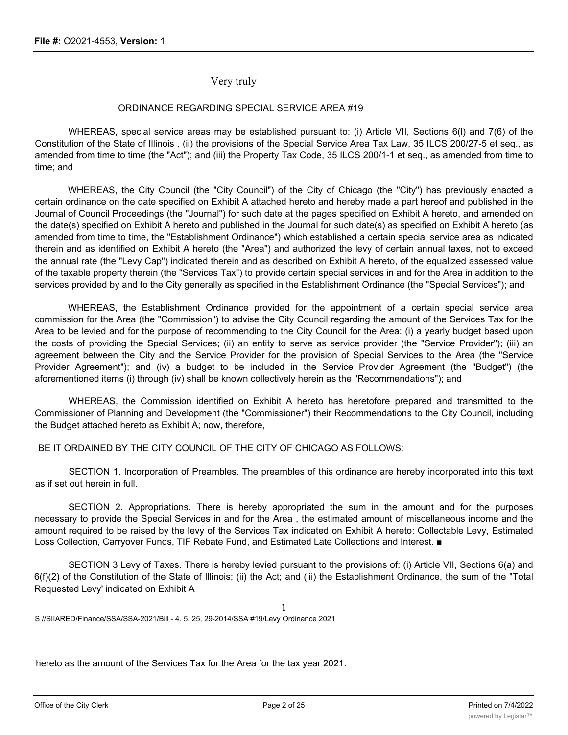Very truly

ORDINANCE REGARDING SPECIAL SERVICE AREA #19

WHEREAS, special service areas may be established pursuant to: (i) Article VII, Sections 6(l) and 7(6) of the Constitution of the State of Illinois , (ii) the provisions of the Special Service Area Tax Law, 35 ILCS 200/27-5 et seq., as amended from time to time (the "Act"); and (iii) the Property Tax Code, 35 ILCS 200/1-1 et seq., as amended from time to time; and

WHEREAS, the City Council (the "City Council") of the City of Chicago (the "City") has previously enacted a certain ordinance on the date specified on Exhibit A attached hereto and hereby made a part hereof and published in the Journal of Council Proceedings (the "Journal") for such date at the pages specified on Exhibit A hereto, and amended on the date(s) specified on Exhibit A hereto and published in the Journal for such date(s) as specified on Exhibit A hereto (as amended from time to time, the "Establishment Ordinance") which established a certain special service area as indicated therein and as identified on Exhibit A hereto (the "Area") and authorized the levy of certain annual taxes, not to exceed the annual rate (the "Levy Cap") indicated therein and as described on Exhibit A hereto, of the equalized assessed value of the taxable property therein (the "Services Tax") to provide certain special services in and for the Area in addition to the services provided by and to the City generally as specified in the Establishment Ordinance (the "Special Services"); and

WHEREAS, the Establishment Ordinance provided for the appointment of a certain special service area commission for the Area (the "Commission") to advise the City Council regarding the amount of the Services Tax for the Area to be levied and for the purpose of recommending to the City Council for the Area: (i) a yearly budget based upon the costs of providing the Special Services; (ii) an entity to serve as service provider (the "Service Provider"); (iii) an agreement between the City and the Service Provider for the provision of Special Services to the Area (the "Service Provider Agreement"); and (iv) a budget to be included in the Service Provider Agreement (the "Budget") (the aforementioned items (i) through (iv) shall be known collectively herein as the "Recommendations"); and

WHEREAS, the Commission identified on Exhibit A hereto has heretofore prepared and transmitted to the Commissioner of Planning and Development (the "Commissioner") their Recommendations to the City Council, including the Budget attached hereto as Exhibit A; now, therefore,

BE IT ORDAINED BY THE CITY COUNCIL OF THE CITY OF CHICAGO AS FOLLOWS:

SECTION 1. Incorporation of Preambles. The preambles of this ordinance are hereby incorporated into this text as if set out herein in full.

SECTION 2. Appropriations. There is hereby appropriated the sum in the amount and for the purposes necessary to provide the Special Services in and for the Area , the estimated amount of miscellaneous income and the amount required to be raised by the levy of the Services Tax indicated on Exhibit A hereto: Collectable Levy, Estimated Loss Collection, Carryover Funds, TIF Rebate Fund, and Estimated Late Collections and Interest. ■

SECTION 3 Levy of Taxes. There is hereby levied pursuant to the provisions of: (i) Article VII, Sections 6(a) and 6(f)(2) of the Constitution of the State of Illinois; (ii) the Act; and (iii) the Establishment Ordinance, the sum of the "Total Requested Levy' indicated on Exhibit A

S //SIIARED/Finance/SSA/SSA-2021/Bill - 4. 5. 25, 29-2014/SSA #19/Levy Ordinance 2021

hereto as the amount of the Services Tax for the Area for the tax year 2021.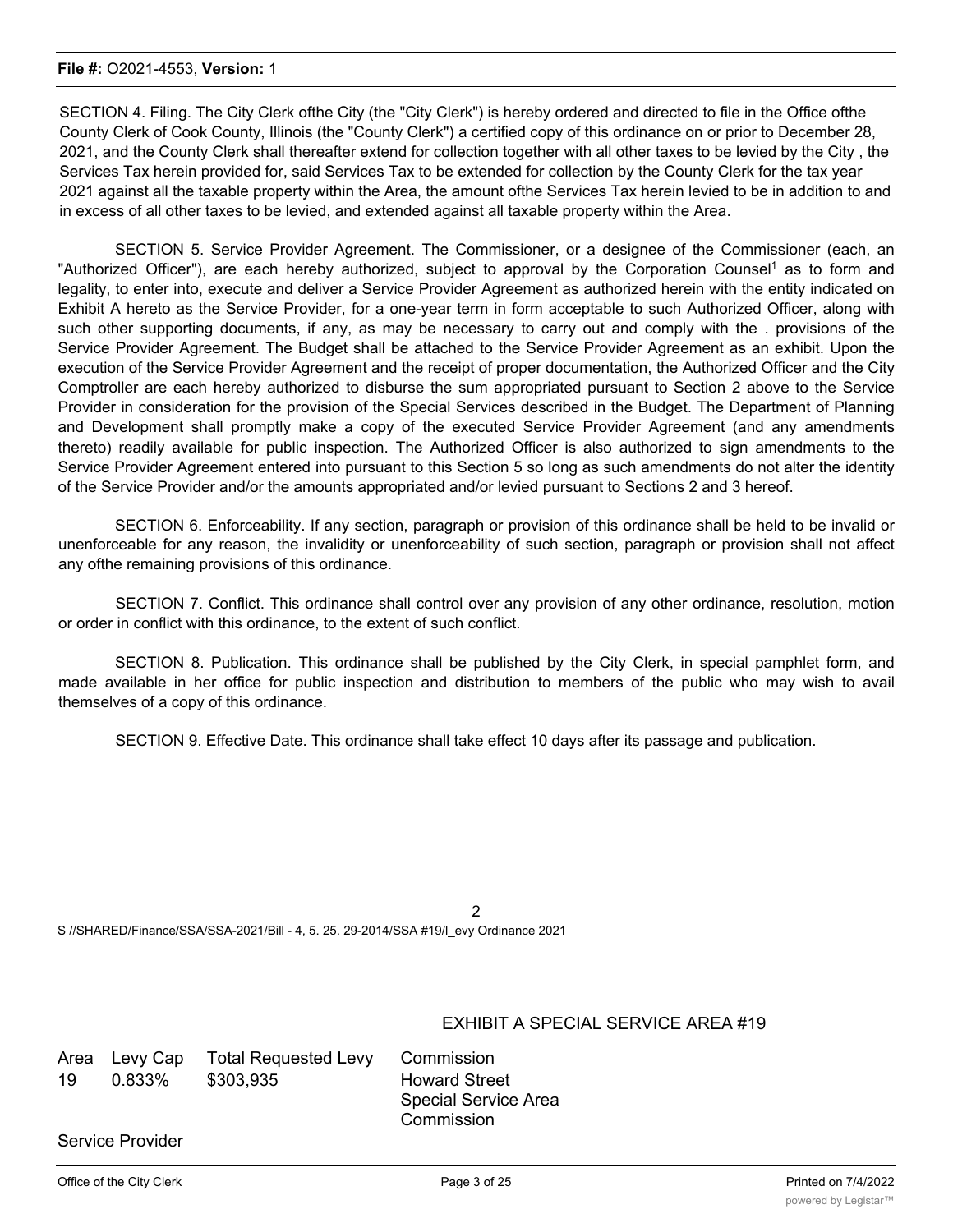SECTION 4. Filing. The City Clerk ofthe City (the "City Clerk") is hereby ordered and directed to file in the Office ofthe County Clerk of Cook County, Illinois (the "County Clerk") a certified copy of this ordinance on or prior to December 28, 2021, and the County Clerk shall thereafter extend for collection together with all other taxes to be levied by the City , the Services Tax herein provided for, said Services Tax to be extended for collection by the County Clerk for the tax year 2021 against all the taxable property within the Area, the amount ofthe Services Tax herein levied to be in addition to and in excess of all other taxes to be levied, and extended against all taxable property within the Area.

SECTION 5. Service Provider Agreement. The Commissioner, or a designee of the Commissioner (each, an "Authorized Officer"), are each hereby authorized, subject to approval by the Corporation Counsel[1] as to form and legality, to enter into, execute and deliver a Service Provider Agreement as authorized herein with the entity indicated on Exhibit A hereto as the Service Provider, for a one-year term in form acceptable to such Authorized Officer, along with such other supporting documents, if any, as may be necessary to carry out and comply with the . provisions of the Service Provider Agreement. The Budget shall be attached to the Service Provider Agreement as an exhibit. Upon the execution of the Service Provider Agreement and the receipt of proper documentation, the Authorized Officer and the City Comptroller are each hereby authorized to disburse the sum appropriated pursuant to Section 2 above to the Service Provider in consideration for the provision of the Special Services described in the Budget. The Department of Planning and Development shall promptly make a copy of the executed Service Provider Agreement (and any amendments thereto) readily available for public inspection. The Authorized Officer is also authorized to sign amendments to the Service Provider Agreement entered into pursuant to this Section 5 so long as such amendments do not alter the identity of the Service Provider and/or the amounts appropriated and/or levied pursuant to Sections 2 and 3 hereof.

SECTION 6. Enforceability. If any section, paragraph or provision of this ordinance shall be held to be invalid or unenforceable for any reason, the invalidity or unenforceability of such section, paragraph or provision shall not affect any ofthe remaining provisions of this ordinance.

SECTION 7. Conflict. This ordinance shall control over any provision of any other ordinance, resolution, motion or order in conflict with this ordinance, to the extent of such conflict.

SECTION 8. Publication. This ordinance shall be published by the City Clerk, in special pamphlet form, and made available in her office for public inspection and distribution to members of the public who may wish to avail themselves of a copy of this ordinance.

SECTION 9. Effective Date. This ordinance shall take effect 10 days after its passage and publication.

S //SHARED/Finance/SSA/SSA-2021/Bill - 4, 5. 25. 29-2014/SSA #19/l_evy Ordinance 2021

## EXHIBIT A SPECIAL SERVICE AREA #19

| Area | Levy Cap | Total Requested Levy | Commission |
|---|---|---|---|
| 19 | 0.833% | $303,935 | Howard Street Special Service Area Commission |

Service Provider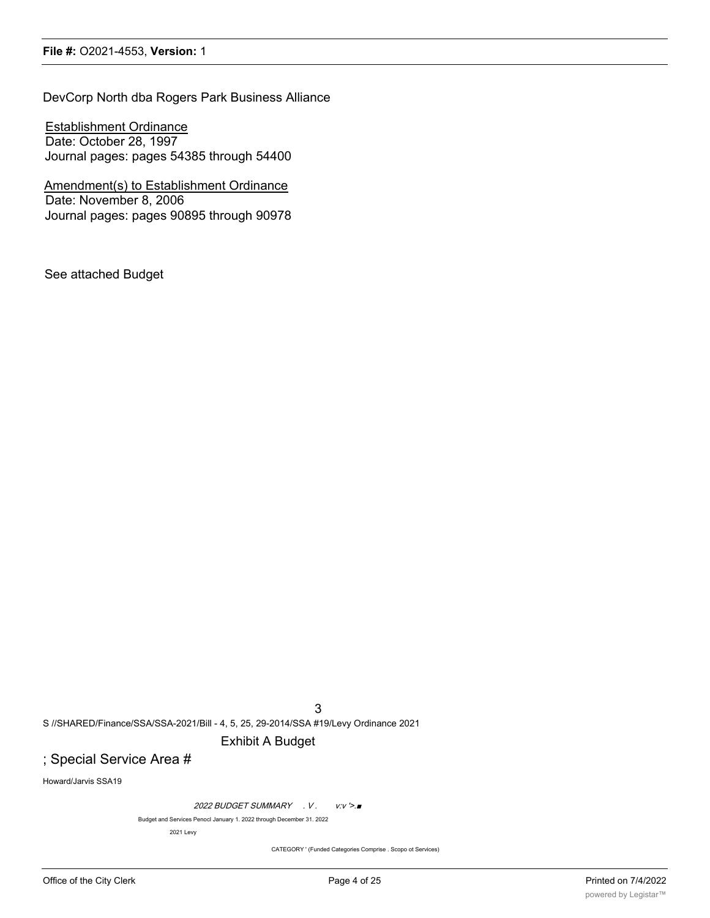DevCorp North dba Rogers Park Business Alliance

Establishment Ordinance
Date: October 28, 1997
Journal pages: pages 54385 through 54400

Amendment(s) to Establishment Ordinance
Date: November 8, 2006
Journal pages: pages 90895 through 90978

See attached Budget

S //SHARED/Finance/SSA/SSA-2021/Bill - 4, 5, 25, 29-2014/SSA #19/Levy Ordinance 2021

Exhibit A Budget

; Special Service Area #

Howard/Jarvis SSA19

*2022 BUDGET SUMMARY . V . v:v '>.■*

Budget and Services Penocl January 1. 2022 through December 31. 2022

2021 Levy

CATEGORY ' (Funded Categories Comprise . Scopo ot Services)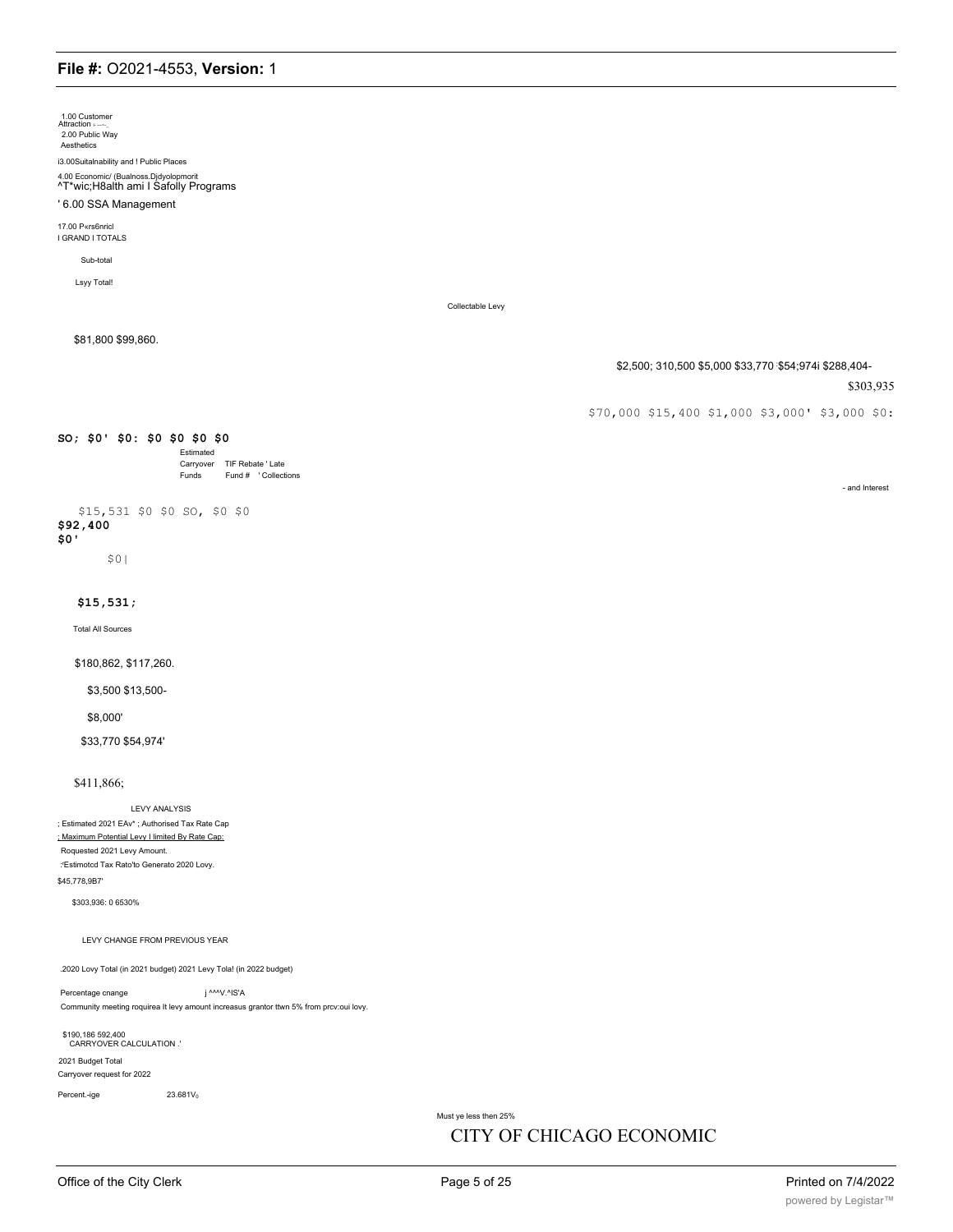1.00 Customer Attraction
2.00 Public Way Aesthetics

i3.00Suitalnability and ! Public Places

4.00 Economic/ (Bualnoss.Djdyolopmorit
^T*wic;H8alth ami I Safolly Programs

' 6.00 SSA Management

17.00 P«rs6nricl
I GRAND I TOTALS

Sub-total

Lsyy Total!

Collectable Levy

$81,800 $99,860.

$2,500; 310,500 $5,000 $33,770 $54;974i $288,404-

$303,935

$70,000 $15,400 $1,000 $3,000' $3,000 $0:

**SO; $0' $0: $0 $0 $0 $0**

Estimated Carryover Funds

TIF Rebate ' Late Fund # ' Collections

- and Interest

$15,531 $0 $0 SO, $0 $0

**$92,400**

**$0'**

$0|

**$15,531;**

Total All Sources

$180,862, $117,260.

$3,500 $13,500-

$8,000'

$33,770 $54,974'

$411,866;

LEVY ANALYSIS

; Estimated 2021 EAv* ; Authorised Tax Rate Cap

; Maximum Potential Levy I limited By Rate Cap:

Roquested 2021 Levy Amount.

:'Estimotcd Tax Rato'to Generato 2020 Lovy.

$45,778,9B7'

$303,936: 0 6530%

LEVY CHANGE FROM PREVIOUS YEAR

.2020 Lovy Total (in 2021 budget) 2021 Levy Tola! (in 2022 budget)

Percentage cnange j ^^^V.^IS'A

Community meeting roquirea It levy amount increasus grantor ttwn 5% from prcv:oui lovy.

$190,186 592,400

CARRYOVER CALCULATION .'

2021 Budget Total

Carryover request for 2022

Percent.-ige 23.681V0

Must ye less then 25%

CITY OF CHICAGO ECONOMIC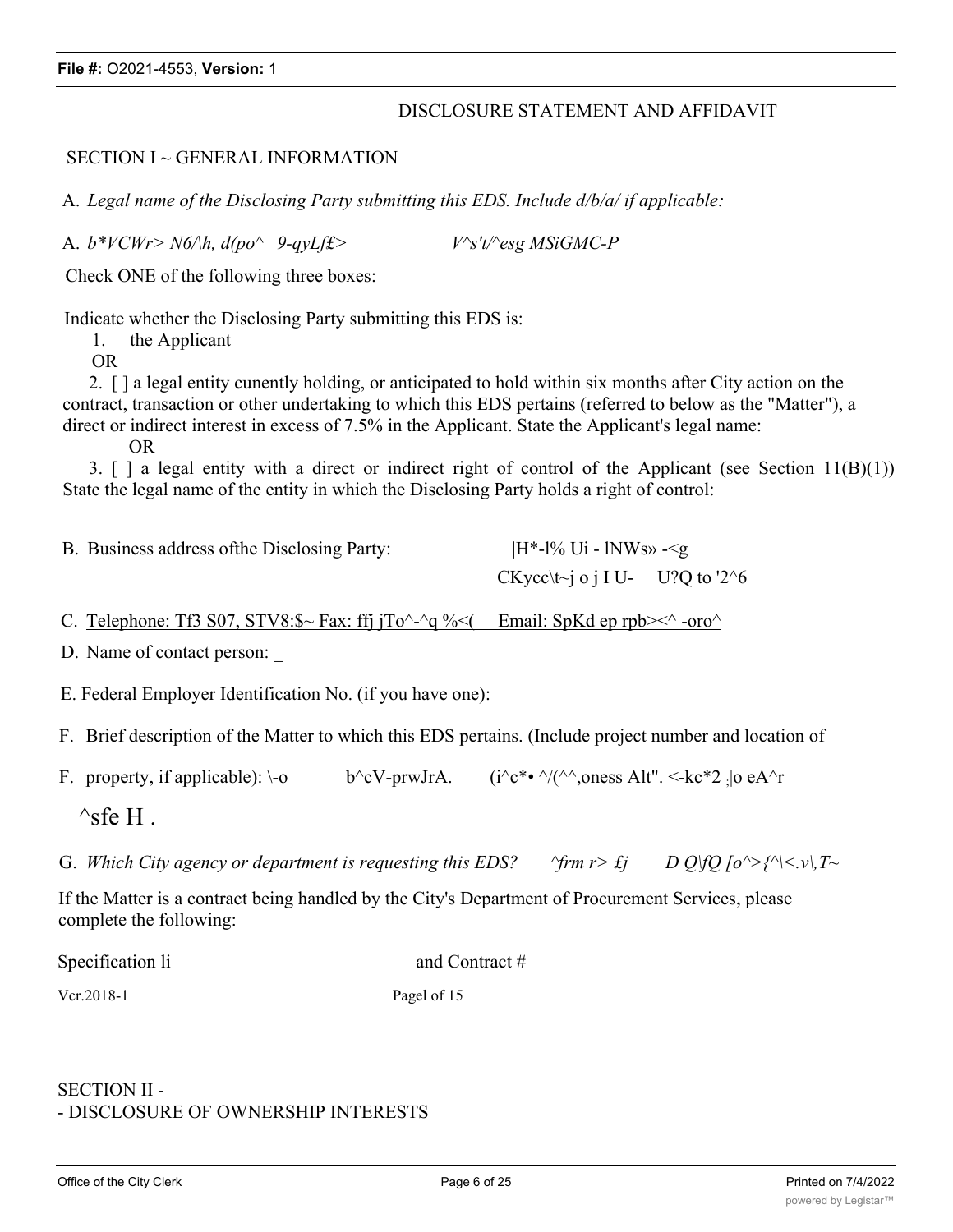DISCLOSURE STATEMENT AND AFFIDAVIT

SECTION I ~ GENERAL INFORMATION

A. *Legal name of the Disclosing Party submitting this EDS. Include d/b/a/ if applicable:*

A. *b*VCWr> N6/\h, d(po^ 9-qyLf£> V^s't/^esg MSiGMC-P*

Check ONE of the following three boxes:

Indicate whether the Disclosing Party submitting this EDS is:

1. the Applicant

OR

2. [ ] a legal entity cunently holding, or anticipated to hold within six months after City action on the contract, transaction or other undertaking to which this EDS pertains (referred to below as the "Matter"), a direct or indirect interest in excess of 7.5% in the Applicant. State the Applicant's legal name:

OR

3. [ ] a legal entity with a direct or indirect right of control of the Applicant (see Section 11(B)(1)) State the legal name of the entity in which the Disclosing Party holds a right of control:

B. Business address ofthe Disclosing Party: |H*-l% Ui - lNWs» -<g CKycc\t~j o j I U- U?Q to '2^6

C. Telephone: Tf3 S07, STV8:$~ Fax: ffj jTo^-^q %<( Email: SpKd ep rpb><^ -oro^

D. Name of contact person: _

E. Federal Employer Identification No. (if you have one):

F. Brief description of the Matter to which this EDS pertains. (Include project number and location of

F. property, if applicable): \-o b^cV-prwJrA. (i^c*• ^/(^^,oness Alt". <-kc*2 ;|o eA^r

^sfe H .

G. *Which City agency or department is requesting this EDS? ^frm r> £j D Q\fQ [o^>{^\<.v\,T~*

If the Matter is a contract being handled by the City's Department of Procurement Services, please complete the following:

Specification li and Contract #

Vcr.2018-1 Pagel of 15

SECTION II -
- DISCLOSURE OF OWNERSHIP INTERESTS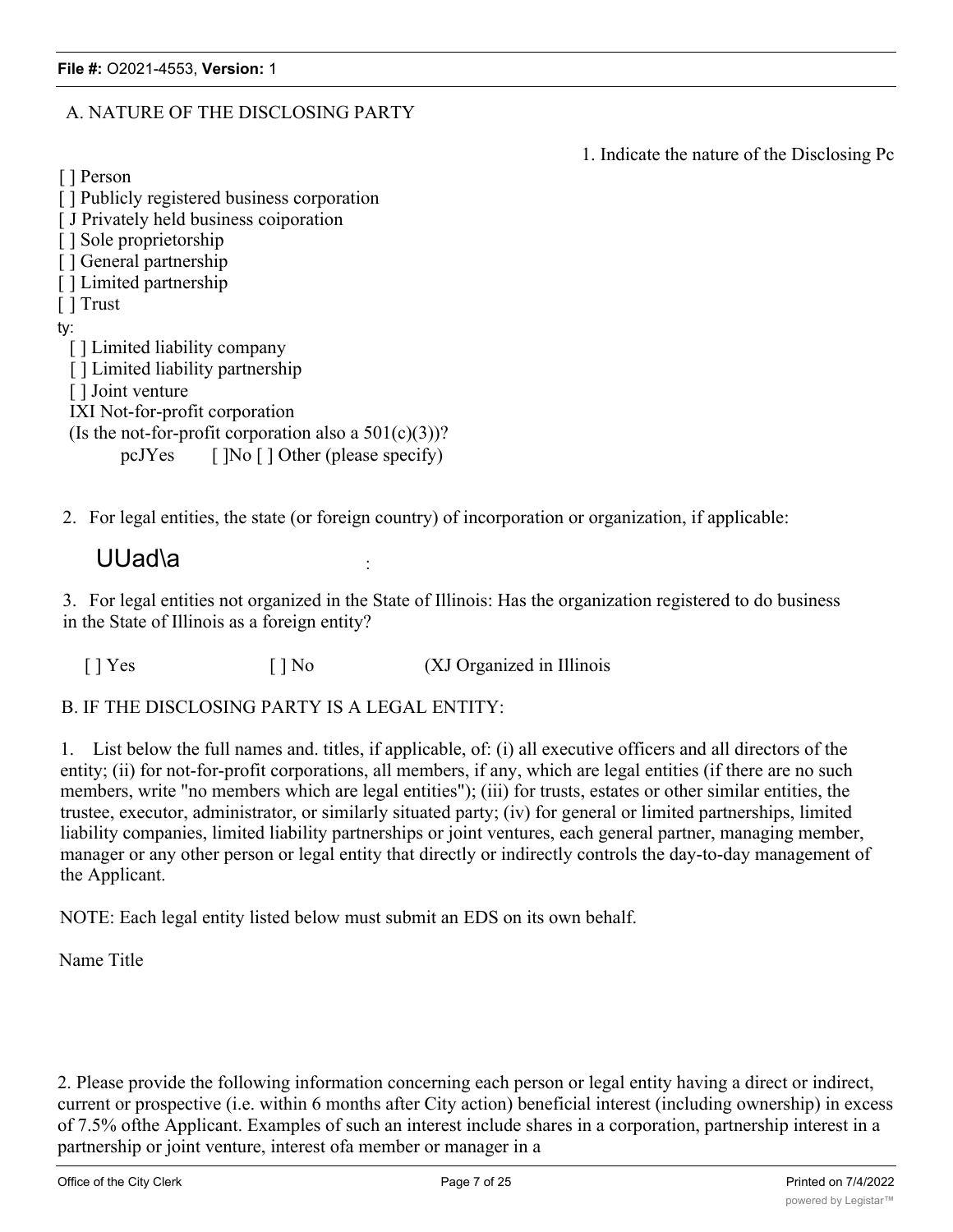A. NATURE OF THE DISCLOSING PARTY

1. Indicate the nature of the Disclosing Pc

[ ] Person
[ ] Publicly registered business corporation
[ J Privately held business coiporation
[ ] Sole proprietorship
[ ] General partnership
[ ] Limited partnership
[ ] Trust
ty:
[ ] Limited liability company
[ ] Limited liability partnership
[ ] Joint venture
IXI Not-for-profit corporation
(Is the not-for-profit corporation also a 501(c)(3))?
pcJYes [ ]No [ ] Other (please specify)

2. For legal entities, the state (or foreign country) of incorporation or organization, if applicable:

UUad\a :

3. For legal entities not organized in the State of Illinois: Has the organization registered to do business in the State of Illinois as a foreign entity?

[ ] Yes [ ] No (XJ Organized in Illinois

B. IF THE DISCLOSING PARTY IS A LEGAL ENTITY:

1. List below the full names and. titles, if applicable, of: (i) all executive officers and all directors of the entity; (ii) for not-for-profit corporations, all members, if any, which are legal entities (if there are no such members, write "no members which are legal entities"); (iii) for trusts, estates or other similar entities, the trustee, executor, administrator, or similarly situated party; (iv) for general or limited partnerships, limited liability companies, limited liability partnerships or joint ventures, each general partner, managing member, manager or any other person or legal entity that directly or indirectly controls the day-to-day management of the Applicant.

NOTE: Each legal entity listed below must submit an EDS on its own behalf.

Name Title

2. Please provide the following information concerning each person or legal entity having a direct or indirect, current or prospective (i.e. within 6 months after City action) beneficial interest (including ownership) in excess of 7.5% ofthe Applicant. Examples of such an interest include shares in a corporation, partnership interest in a partnership or joint venture, interest ofa member or manager in a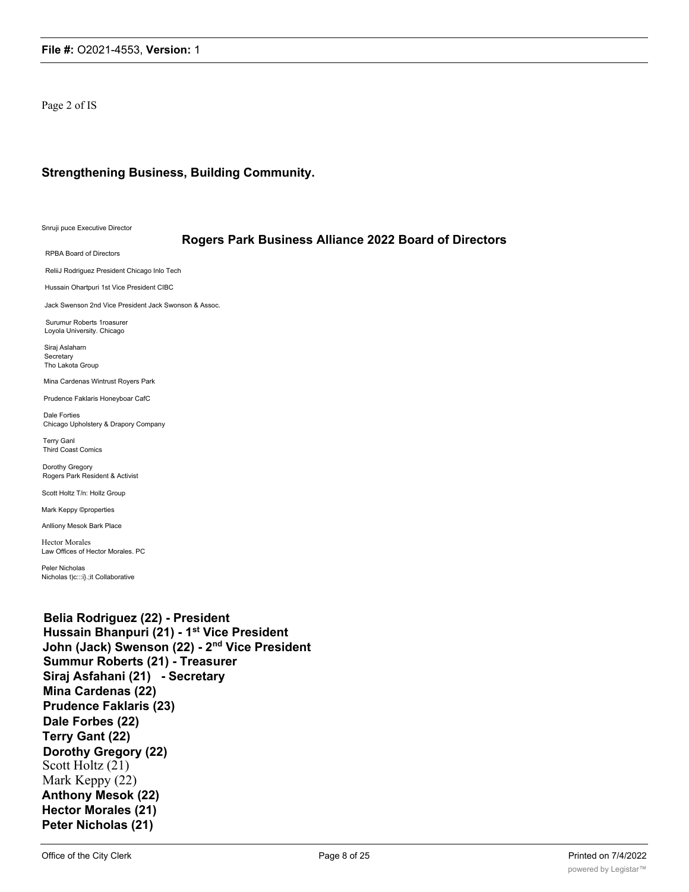Page 2 of IS

## Strengthening Business, Building Community.

Snruji puce Executive Director

### Rogers Park Business Alliance 2022 Board of Directors

RPBA Board of Directors

ReliiJ Rodriguez President Chicago Inlo Tech

Hussain Ohartpuri 1st Vice President CIBC

Jack Swenson 2nd Vice President Jack Swonson & Assoc.

Surumur Roberts 1roasurer
Loyola University. Chicago

Siraj Aslaharn
Secretary
Tho Lakota Group

Mina Cardenas Wintrust Royers Park

Prudence Faklaris Honeyboar CafC

Dale Forties
Chicago Upholstery & Drapory Company

Terry Ganl
Third Coast Comics

Dorothy Gregory
Rogers Park Resident & Activist

Scott Holtz T/n: Hollz Group

Mark Keppy ©properties

Anlliony Mesok Bark Place

Hector Morales
Law Offices of Hector Morales. PC

Peler Nicholas
Nicholas t)c:::i}.;it Collaborative

**Belia Rodriguez (22) - President**
**Hussain Bhanpuri (21) - 1st Vice President**
**John (Jack) Swenson (22) - 2nd Vice President**
**Summur Roberts (21) - Treasurer**
**Siraj Asfahani (21) - Secretary**
**Mina Cardenas (22)**
**Prudence Faklaris (23)**
**Dale Forbes (22)**
**Terry Gant (22)**
**Dorothy Gregory (22)**
Scott Holtz (21)
Mark Keppy (22)
**Anthony Mesok (22)**
**Hector Morales (21)**
**Peter Nicholas (21)**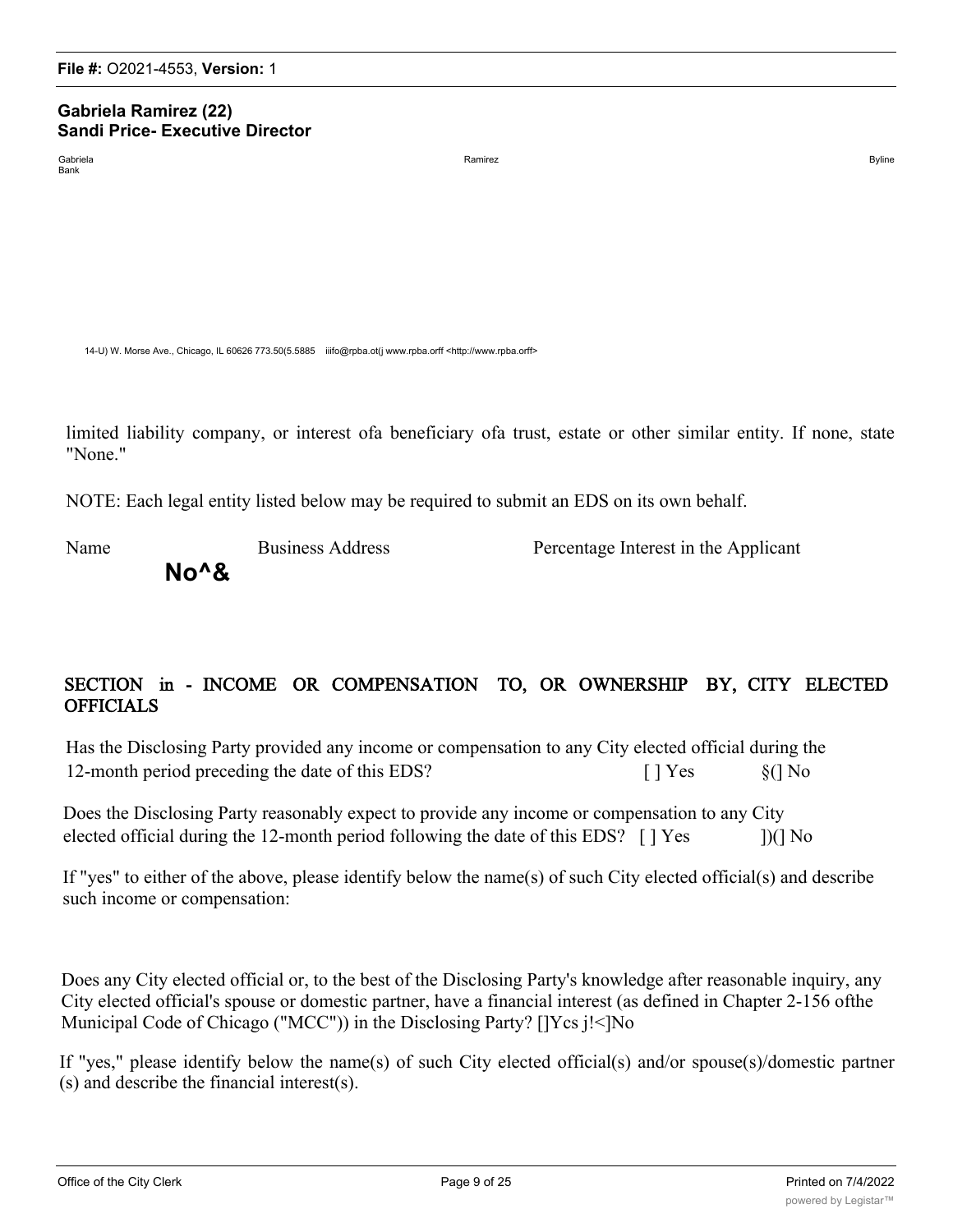**Gabriela Ramirez (22)**
**Sandi Price- Executive Director**

Gabriela Bank Ramirez Byline

14-U) W. Morse Ave., Chicago, IL 60626 773.50(5.5885 iiifo@rpba.ot(j www.rpba.orff <http://www.rpba.orff>

limited liability company, or interest ofa beneficiary ofa trust, estate or other similar entity. If none, state "None."

NOTE: Each legal entity listed below may be required to submit an EDS on its own behalf.

| Name | Business Address | Percentage Interest in the Applicant |
|---|---|---|
| **No^&** | | |

## SECTION in - INCOME OR COMPENSATION TO, OR OWNERSHIP BY, CITY ELECTED OFFICIALS

Has the Disclosing Party provided any income or compensation to any City elected official during the 12-month period preceding the date of this EDS? [ ] Yes §(] No

Does the Disclosing Party reasonably expect to provide any income or compensation to any City elected official during the 12-month period following the date of this EDS? [ ] Yes ])(] No

If "yes" to either of the above, please identify below the name(s) of such City elected official(s) and describe such income or compensation:

Does any City elected official or, to the best of the Disclosing Party's knowledge after reasonable inquiry, any City elected official's spouse or domestic partner, have a financial interest (as defined in Chapter 2-156 ofthe Municipal Code of Chicago ("MCC")) in the Disclosing Party? []Ycs j!<]No

If "yes," please identify below the name(s) of such City elected official(s) and/or spouse(s)/domestic partner (s) and describe the financial interest(s).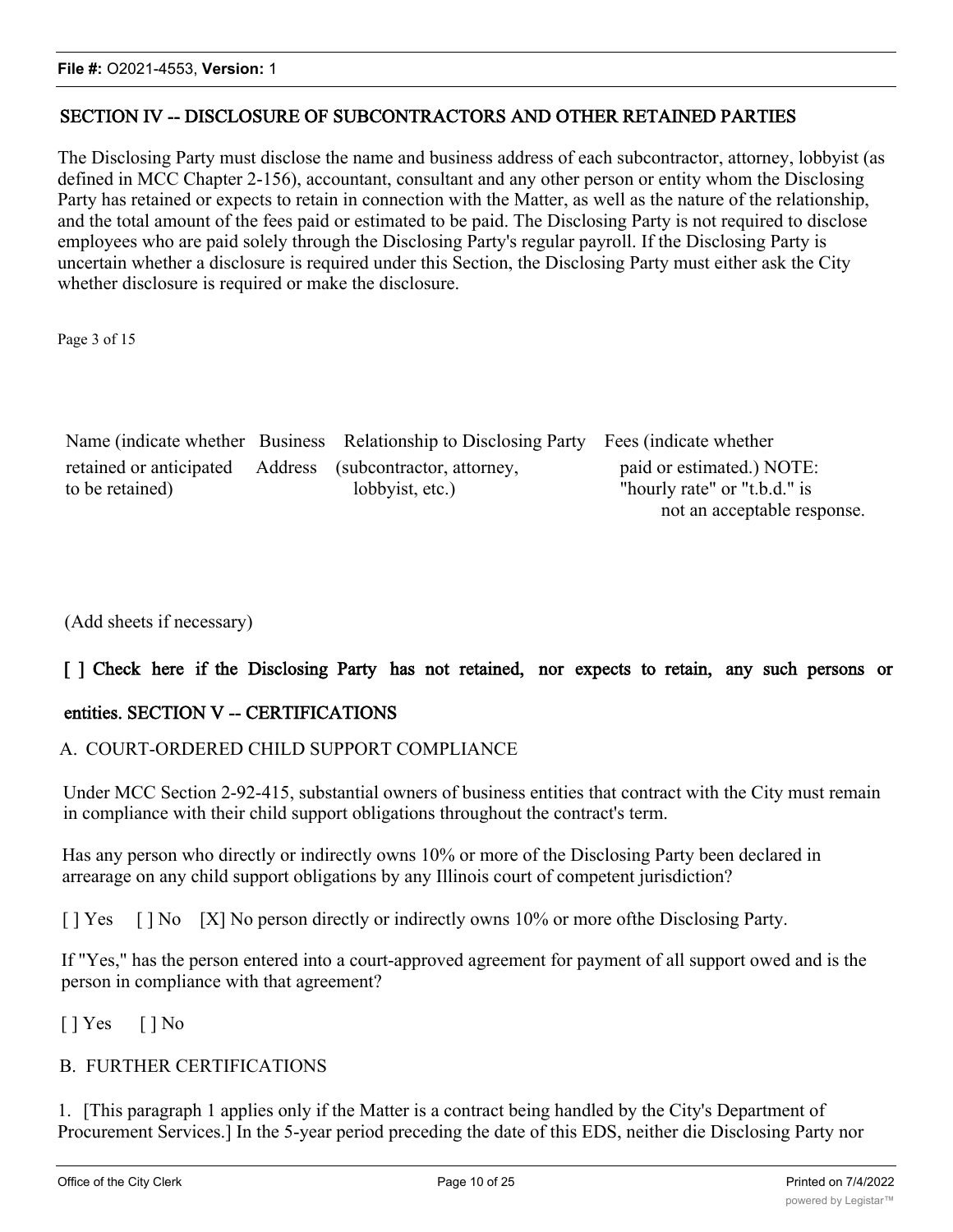## SECTION IV -- DISCLOSURE OF SUBCONTRACTORS AND OTHER RETAINED PARTIES

The Disclosing Party must disclose the name and business address of each subcontractor, attorney, lobbyist (as defined in MCC Chapter 2-156), accountant, consultant and any other person or entity whom the Disclosing Party has retained or expects to retain in connection with the Matter, as well as the nature of the relationship, and the total amount of the fees paid or estimated to be paid. The Disclosing Party is not required to disclose employees who are paid solely through the Disclosing Party's regular payroll. If the Disclosing Party is uncertain whether a disclosure is required under this Section, the Disclosing Party must either ask the City whether disclosure is required or make the disclosure.

Page 3 of 15

| Name (indicate whether retained or anticipated to be retained) | Business Address | Relationship to Disclosing Party (subcontractor, attorney, lobbyist, etc.) | Fees (indicate whether paid or estimated.) NOTE: "hourly rate" or "t.b.d." is not an acceptable response. |
|---|---|---|---|

(Add sheets if necessary)

[ ] Check here if the Disclosing Party has not retained, nor expects to retain, any such persons or entities.

## SECTION V -- CERTIFICATIONS

A. COURT-ORDERED CHILD SUPPORT COMPLIANCE

Under MCC Section 2-92-415, substantial owners of business entities that contract with the City must remain in compliance with their child support obligations throughout the contract's term.

Has any person who directly or indirectly owns 10% or more of the Disclosing Party been declared in arrearage on any child support obligations by any Illinois court of competent jurisdiction?

[ ] Yes [ ] No [X] No person directly or indirectly owns 10% or more ofthe Disclosing Party.

If "Yes," has the person entered into a court-approved agreement for payment of all support owed and is the person in compliance with that agreement?

[ ] Yes [ ] No

B. FURTHER CERTIFICATIONS

1. [This paragraph 1 applies only if the Matter is a contract being handled by the City's Department of Procurement Services.] In the 5-year period preceding the date of this EDS, neither die Disclosing Party nor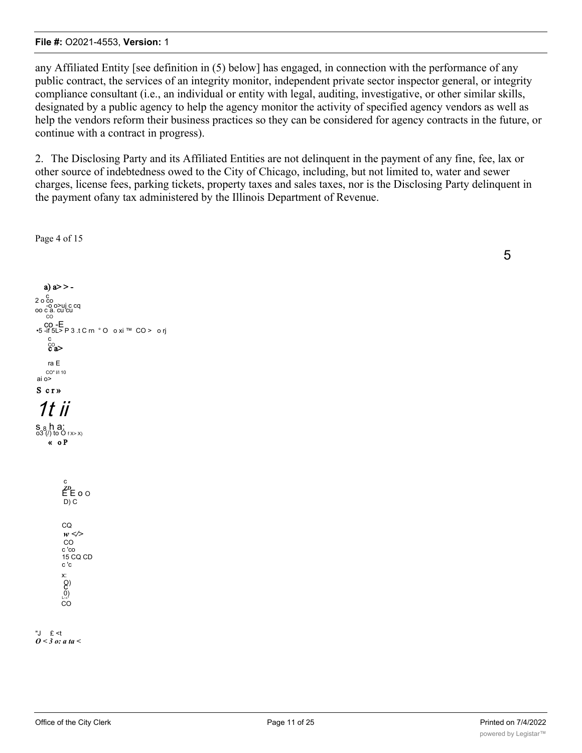any Affiliated Entity [see definition in (5) below] has engaged, in connection with the performance of any public contract, the services of an integrity monitor, independent private sector inspector general, or integrity compliance consultant (i.e., an individual or entity with legal, auditing, investigative, or other similar skills, designated by a public agency to help the agency monitor the activity of specified agency vendors as well as help the vendors reform their business practices so they can be considered for agency contracts in the future, or continue with a contract in progress).

2. The Disclosing Party and its Affiliated Entities are not delinquent in the payment of any fine, fee, lax or other source of indebtedness owed to the City of Chicago, including, but not limited to, water and sewer charges, license fees, parking tickets, property taxes and sales taxes, nor is the Disclosing Party delinquent in the payment ofany tax administered by the Illinois Department of Revenue.

Page 4 of 15

5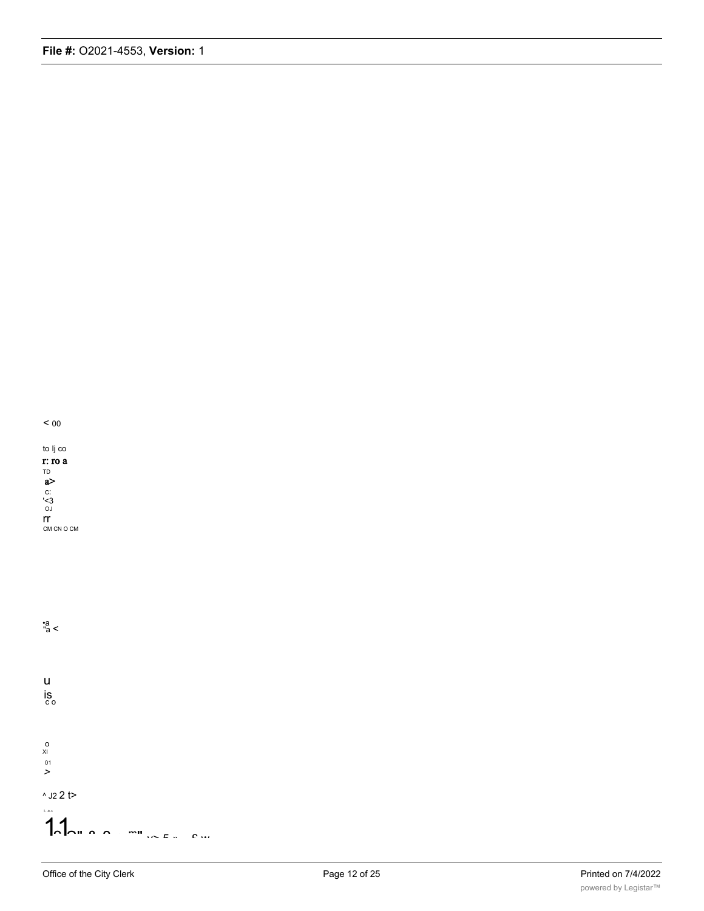< 00

to lj co
r: ro a
TD
a>
c:
'<3
OJ
rr
CM CN O CM

•a
"a <

u
is
c o

o
XI
01
>

^ J2 2 t>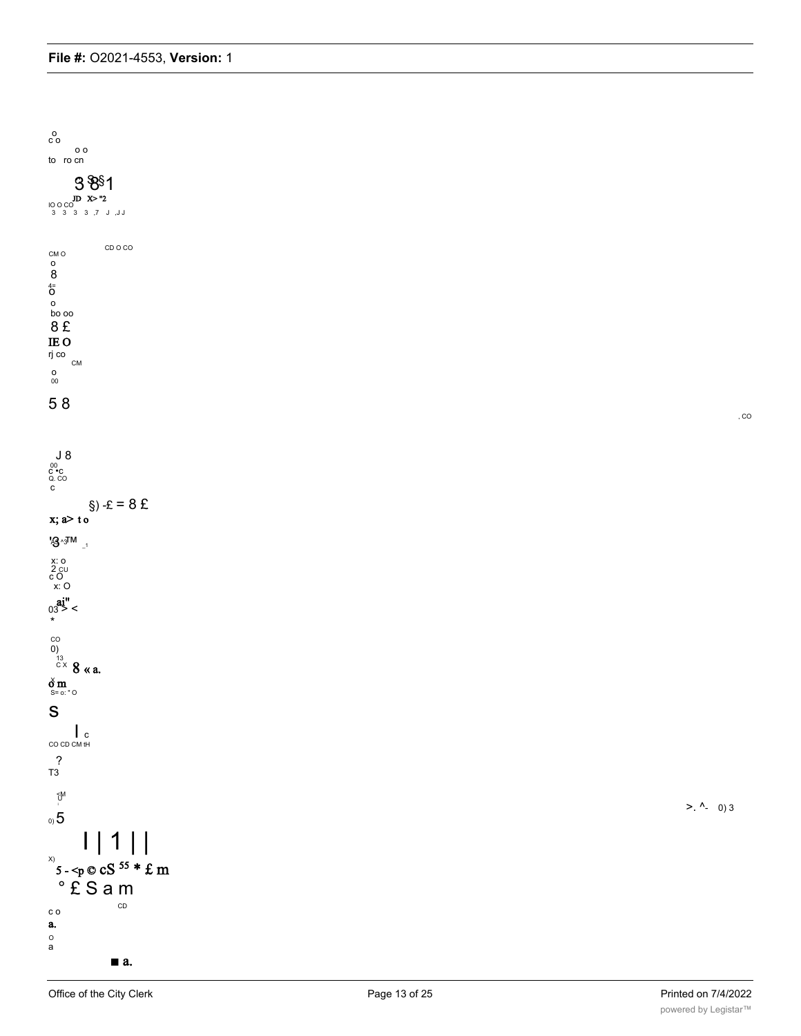o
c o

o o
to ro cn

3 8 § 1

IO O CO JD X> "2
3 3 3 3 ,7 J ,J J

CD O CO
CM O
o
8
4=
o
o
bo oo
8 £
IE O
rj co
CM
o
00

5 8

, CO

J 8
00
c •c
Q. CO
c

§) -£ = 8 £
x; a> t o

'3 ^3TM _1

x: o
2 CU
c O
x: O

ai"
03 > <
*

CO
0)
13
c x 8 « a.

o m
S= o: " O

S

I c
CO CD CM tH

?
T3

<M
U
i

0) 5

>. ^- 0) 3

I | 1 | |

x)
5 - <p © cS 55 * £ m
° £ S a m

CD
c o
a.
o
a

■ a.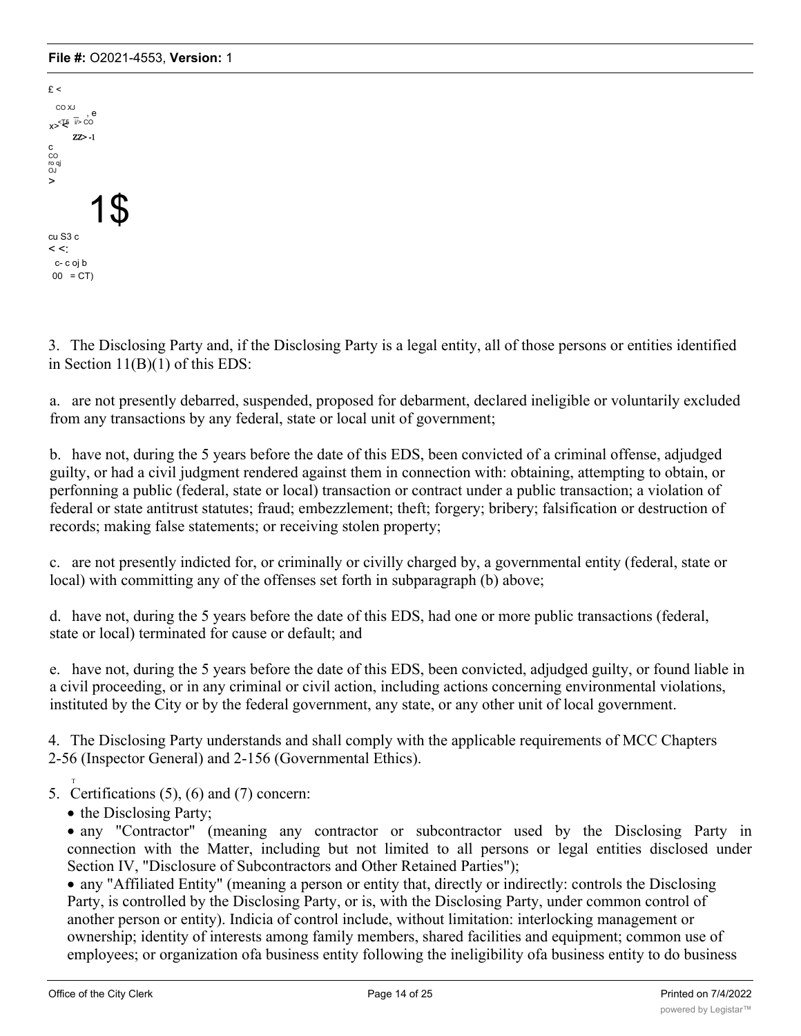3. The Disclosing Party and, if the Disclosing Party is a legal entity, all of those persons or entities identified in Section 11(B)(1) of this EDS:

a. are not presently debarred, suspended, proposed for debarment, declared ineligible or voluntarily excluded from any transactions by any federal, state or local unit of government;

b. have not, during the 5 years before the date of this EDS, been convicted of a criminal offense, adjudged guilty, or had a civil judgment rendered against them in connection with: obtaining, attempting to obtain, or perfonning a public (federal, state or local) transaction or contract under a public transaction; a violation of federal or state antitrust statutes; fraud; embezzlement; theft; forgery; bribery; falsification or destruction of records; making false statements; or receiving stolen property;

c. are not presently indicted for, or criminally or civilly charged by, a governmental entity (federal, state or local) with committing any of the offenses set forth in subparagraph (b) above;

d. have not, during the 5 years before the date of this EDS, had one or more public transactions (federal, state or local) terminated for cause or default; and

e. have not, during the 5 years before the date of this EDS, been convicted, adjudged guilty, or found liable in a civil proceeding, or in any criminal or civil action, including actions concerning environmental violations, instituted by the City or by the federal government, any state, or any other unit of local government.

4. The Disclosing Party understands and shall comply with the applicable requirements of MCC Chapters 2-56 (Inspector General) and 2-156 (Governmental Ethics).

5. Certifications (5), (6) and (7) concern:

- the Disclosing Party;
- any "Contractor" (meaning any contractor or subcontractor used by the Disclosing Party in connection with the Matter, including but not limited to all persons or legal entities disclosed under Section IV, "Disclosure of Subcontractors and Other Retained Parties");
- any "Affiliated Entity" (meaning a person or entity that, directly or indirectly: controls the Disclosing Party, is controlled by the Disclosing Party, or is, with the Disclosing Party, under common control of another person or entity). Indicia of control include, without limitation: interlocking management or ownership; identity of interests among family members, shared facilities and equipment; common use of employees; or organization ofa business entity following the ineligibility ofa business entity to do business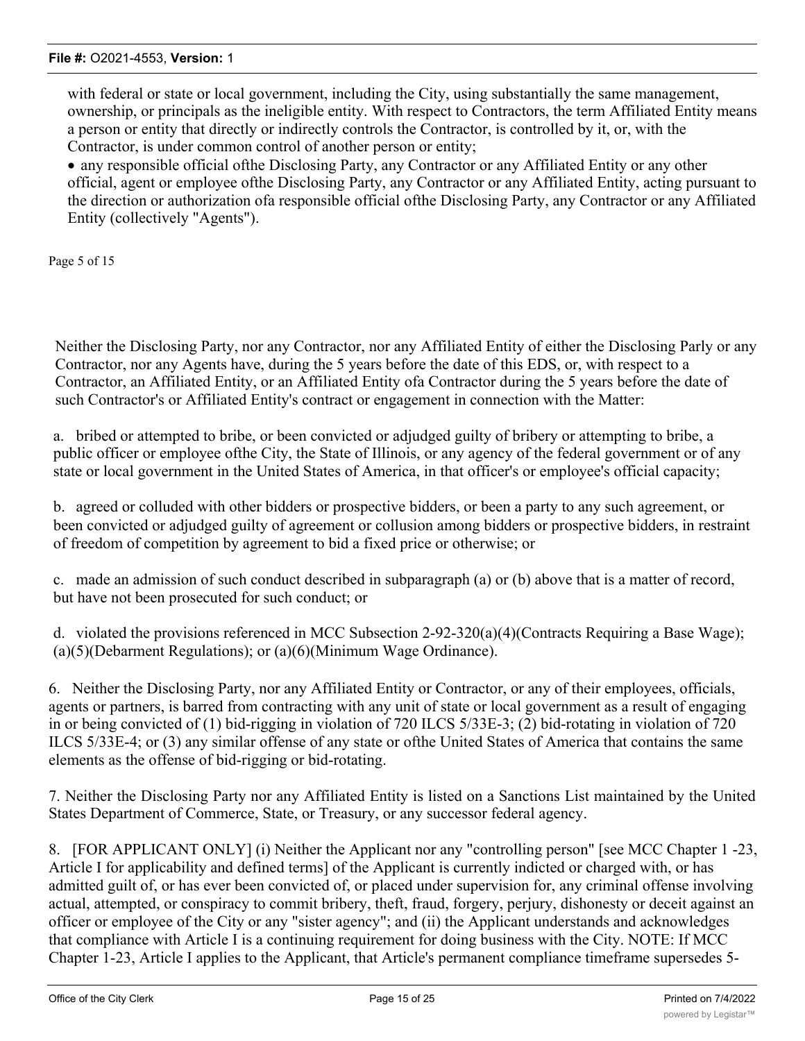with federal or state or local government, including the City, using substantially the same management, ownership, or principals as the ineligible entity. With respect to Contractors, the term Affiliated Entity means a person or entity that directly or indirectly controls the Contractor, is controlled by it, or, with the Contractor, is under common control of another person or entity;

- any responsible official ofthe Disclosing Party, any Contractor or any Affiliated Entity or any other official, agent or employee ofthe Disclosing Party, any Contractor or any Affiliated Entity, acting pursuant to the direction or authorization ofa responsible official ofthe Disclosing Party, any Contractor or any Affiliated Entity (collectively "Agents").

Page 5 of 15

Neither the Disclosing Party, nor any Contractor, nor any Affiliated Entity of either the Disclosing Parly or any Contractor, nor any Agents have, during the 5 years before the date of this EDS, or, with respect to a Contractor, an Affiliated Entity, or an Affiliated Entity ofa Contractor during the 5 years before the date of such Contractor's or Affiliated Entity's contract or engagement in connection with the Matter:

a. bribed or attempted to bribe, or been convicted or adjudged guilty of bribery or attempting to bribe, a public officer or employee ofthe City, the State of Illinois, or any agency of the federal government or of any state or local government in the United States of America, in that officer's or employee's official capacity;

b. agreed or colluded with other bidders or prospective bidders, or been a party to any such agreement, or been convicted or adjudged guilty of agreement or collusion among bidders or prospective bidders, in restraint of freedom of competition by agreement to bid a fixed price or otherwise; or

c. made an admission of such conduct described in subparagraph (a) or (b) above that is a matter of record, but have not been prosecuted for such conduct; or

d. violated the provisions referenced in MCC Subsection 2-92-320(a)(4)(Contracts Requiring a Base Wage); (a)(5)(Debarment Regulations); or (a)(6)(Minimum Wage Ordinance).

6. Neither the Disclosing Party, nor any Affiliated Entity or Contractor, or any of their employees, officials, agents or partners, is barred from contracting with any unit of state or local government as a result of engaging in or being convicted of (1) bid-rigging in violation of 720 ILCS 5/33E-3; (2) bid-rotating in violation of 720 ILCS 5/33E-4; or (3) any similar offense of any state or ofthe United States of America that contains the same elements as the offense of bid-rigging or bid-rotating.

7. Neither the Disclosing Party nor any Affiliated Entity is listed on a Sanctions List maintained by the United States Department of Commerce, State, or Treasury, or any successor federal agency.

8. [FOR APPLICANT ONLY] (i) Neither the Applicant nor any "controlling person" [see MCC Chapter 1 -23, Article I for applicability and defined terms] of the Applicant is currently indicted or charged with, or has admitted guilt of, or has ever been convicted of, or placed under supervision for, any criminal offense involving actual, attempted, or conspiracy to commit bribery, theft, fraud, forgery, perjury, dishonesty or deceit against an officer or employee of the City or any "sister agency"; and (ii) the Applicant understands and acknowledges that compliance with Article I is a continuing requirement for doing business with the City. NOTE: If MCC Chapter 1-23, Article I applies to the Applicant, that Article's permanent compliance timeframe supersedes 5-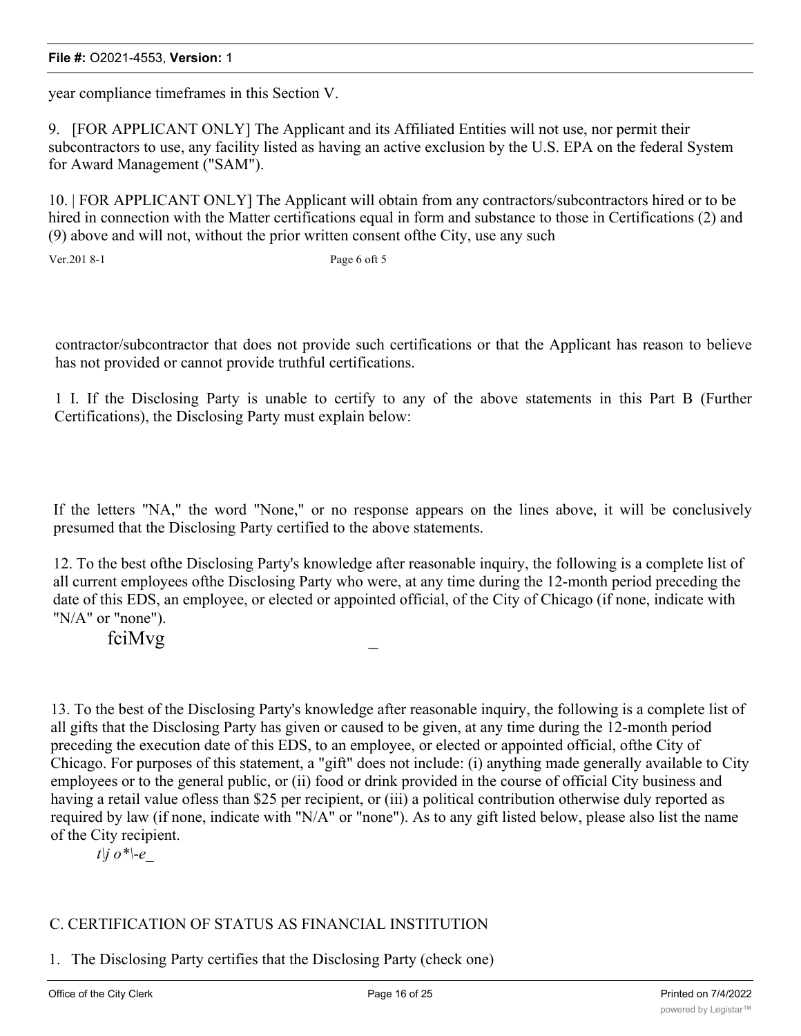year compliance timeframes in this Section V.

9. [FOR APPLICANT ONLY] The Applicant and its Affiliated Entities will not use, nor permit their subcontractors to use, any facility listed as having an active exclusion by the U.S. EPA on the federal System for Award Management ("SAM").

10. | FOR APPLICANT ONLY] The Applicant will obtain from any contractors/subcontractors hired or to be hired in connection with the Matter certifications equal in form and substance to those in Certifications (2) and (9) above and will not, without the prior written consent ofthe City, use any such

Ver.201 8-1 Page 6 oft 5

contractor/subcontractor that does not provide such certifications or that the Applicant has reason to believe has not provided or cannot provide truthful certifications.

1 I. If the Disclosing Party is unable to certify to any of the above statements in this Part B (Further Certifications), the Disclosing Party must explain below:

If the letters "NA," the word "None," or no response appears on the lines above, it will be conclusively presumed that the Disclosing Party certified to the above statements.

12. To the best ofthe Disclosing Party's knowledge after reasonable inquiry, the following is a complete list of all current employees ofthe Disclosing Party who were, at any time during the 12-month period preceding the date of this EDS, an employee, or elected or appointed official, of the City of Chicago (if none, indicate with "N/A" or "none").

fciMvg _

13. To the best of the Disclosing Party's knowledge after reasonable inquiry, the following is a complete list of all gifts that the Disclosing Party has given or caused to be given, at any time during the 12-month period preceding the execution date of this EDS, to an employee, or elected or appointed official, ofthe City of Chicago. For purposes of this statement, a "gift" does not include: (i) anything made generally available to City employees or to the general public, or (ii) food or drink provided in the course of official City business and having a retail value ofless than $25 per recipient, or (iii) a political contribution otherwise duly reported as required by law (if none, indicate with "N/A" or "none"). As to any gift listed below, please also list the name of the City recipient.

*t\j o*\-e_*

C. CERTIFICATION OF STATUS AS FINANCIAL INSTITUTION

1. The Disclosing Party certifies that the Disclosing Party (check one)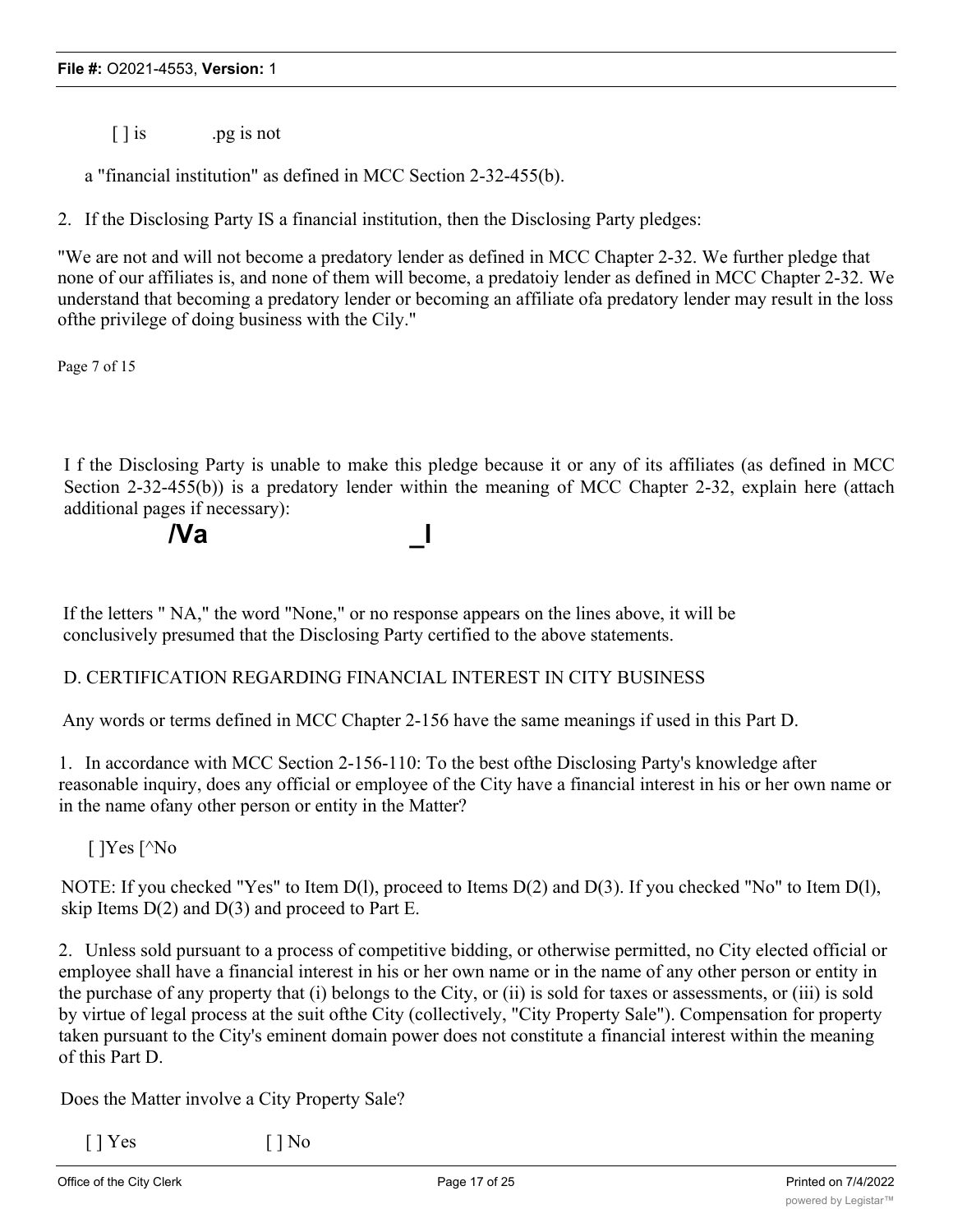[ ] is .pg is not

a "financial institution" as defined in MCC Section 2-32-455(b).

2. If the Disclosing Party IS a financial institution, then the Disclosing Party pledges:

"We are not and will not become a predatory lender as defined in MCC Chapter 2-32. We further pledge that none of our affiliates is, and none of them will become, a predatoiy lender as defined in MCC Chapter 2-32. We understand that becoming a predatory lender or becoming an affiliate ofa predatory lender may result in the loss ofthe privilege of doing business with the Cily."

Page 7 of 15

I f the Disclosing Party is unable to make this pledge because it or any of its affiliates (as defined in MCC Section 2-32-455(b)) is a predatory lender within the meaning of MCC Chapter 2-32, explain here (attach additional pages if necessary):

**/Va _I**

If the letters " NA," the word "None," or no response appears on the lines above, it will be conclusively presumed that the Disclosing Party certified to the above statements.

D. CERTIFICATION REGARDING FINANCIAL INTEREST IN CITY BUSINESS

Any words or terms defined in MCC Chapter 2-156 have the same meanings if used in this Part D.

1. In accordance with MCC Section 2-156-110: To the best ofthe Disclosing Party's knowledge after reasonable inquiry, does any official or employee of the City have a financial interest in his or her own name or in the name ofany other person or entity in the Matter?

[ ]Yes [^No

NOTE: If you checked "Yes" to Item D(l), proceed to Items D(2) and D(3). If you checked "No" to Item D(l), skip Items D(2) and D(3) and proceed to Part E.

2. Unless sold pursuant to a process of competitive bidding, or otherwise permitted, no City elected official or employee shall have a financial interest in his or her own name or in the name of any other person or entity in the purchase of any property that (i) belongs to the City, or (ii) is sold for taxes or assessments, or (iii) is sold by virtue of legal process at the suit ofthe City (collectively, "City Property Sale"). Compensation for property taken pursuant to the City's eminent domain power does not constitute a financial interest within the meaning of this Part D.

Does the Matter involve a City Property Sale?

[ ] Yes [ ] No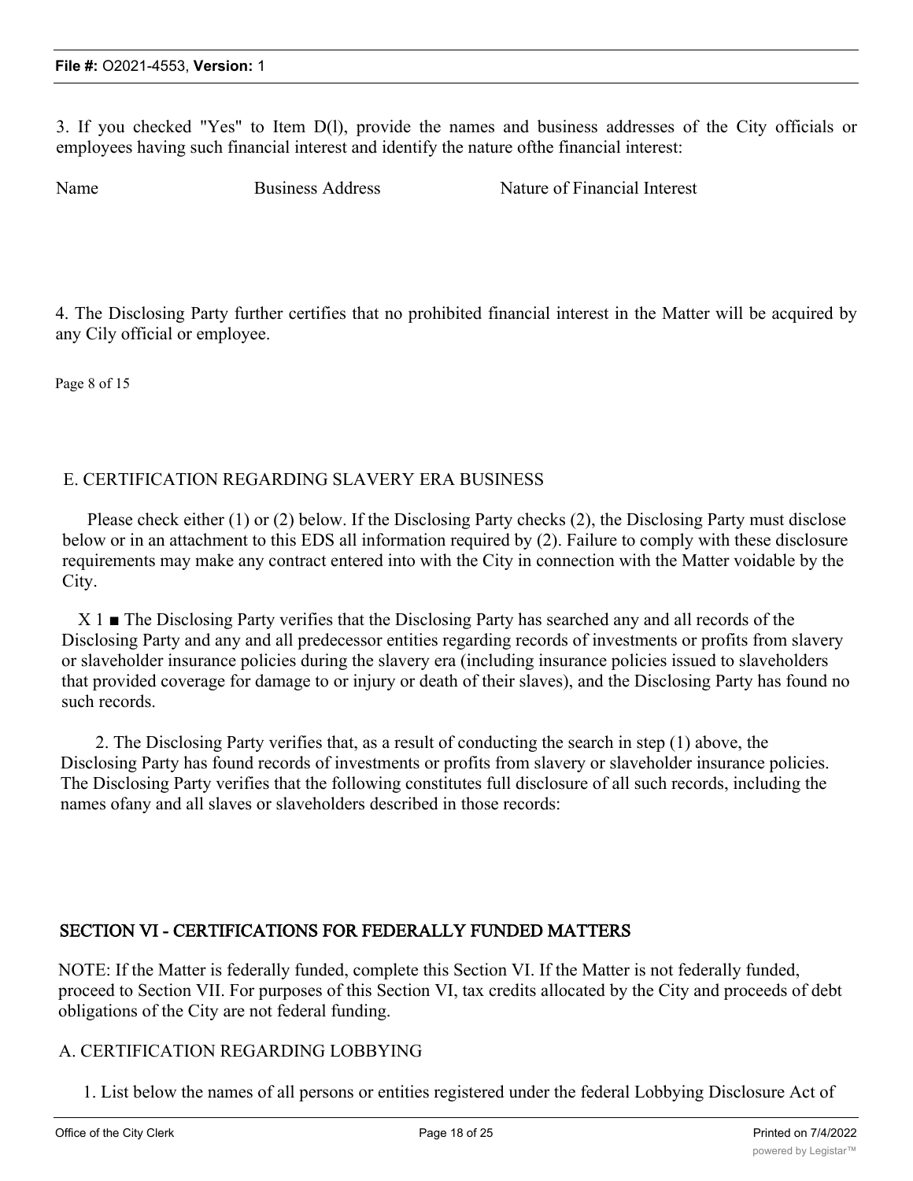3. If you checked "Yes" to Item D(l), provide the names and business addresses of the City officials or employees having such financial interest and identify the nature ofthe financial interest:

| Name | Business Address | Nature of Financial Interest |
| --- | --- | --- |

4. The Disclosing Party further certifies that no prohibited financial interest in the Matter will be acquired by any Cily official or employee.

Page 8 of 15

E. CERTIFICATION REGARDING SLAVERY ERA BUSINESS

Please check either (1) or (2) below. If the Disclosing Party checks (2), the Disclosing Party must disclose below or in an attachment to this EDS all information required by (2). Failure to comply with these disclosure requirements may make any contract entered into with the City in connection with the Matter voidable by the City.

X 1 ■ The Disclosing Party verifies that the Disclosing Party has searched any and all records of the Disclosing Party and any and all predecessor entities regarding records of investments or profits from slavery or slaveholder insurance policies during the slavery era (including insurance policies issued to slaveholders that provided coverage for damage to or injury or death of their slaves), and the Disclosing Party has found no such records.

2. The Disclosing Party verifies that, as a result of conducting the search in step (1) above, the Disclosing Party has found records of investments or profits from slavery or slaveholder insurance policies. The Disclosing Party verifies that the following constitutes full disclosure of all such records, including the names ofany and all slaves or slaveholders described in those records:

## SECTION VI - CERTIFICATIONS FOR FEDERALLY FUNDED MATTERS

NOTE: If the Matter is federally funded, complete this Section VI. If the Matter is not federally funded, proceed to Section VII. For purposes of this Section VI, tax credits allocated by the City and proceeds of debt obligations of the City are not federal funding.

A. CERTIFICATION REGARDING LOBBYING

1. List below the names of all persons or entities registered under the federal Lobbying Disclosure Act of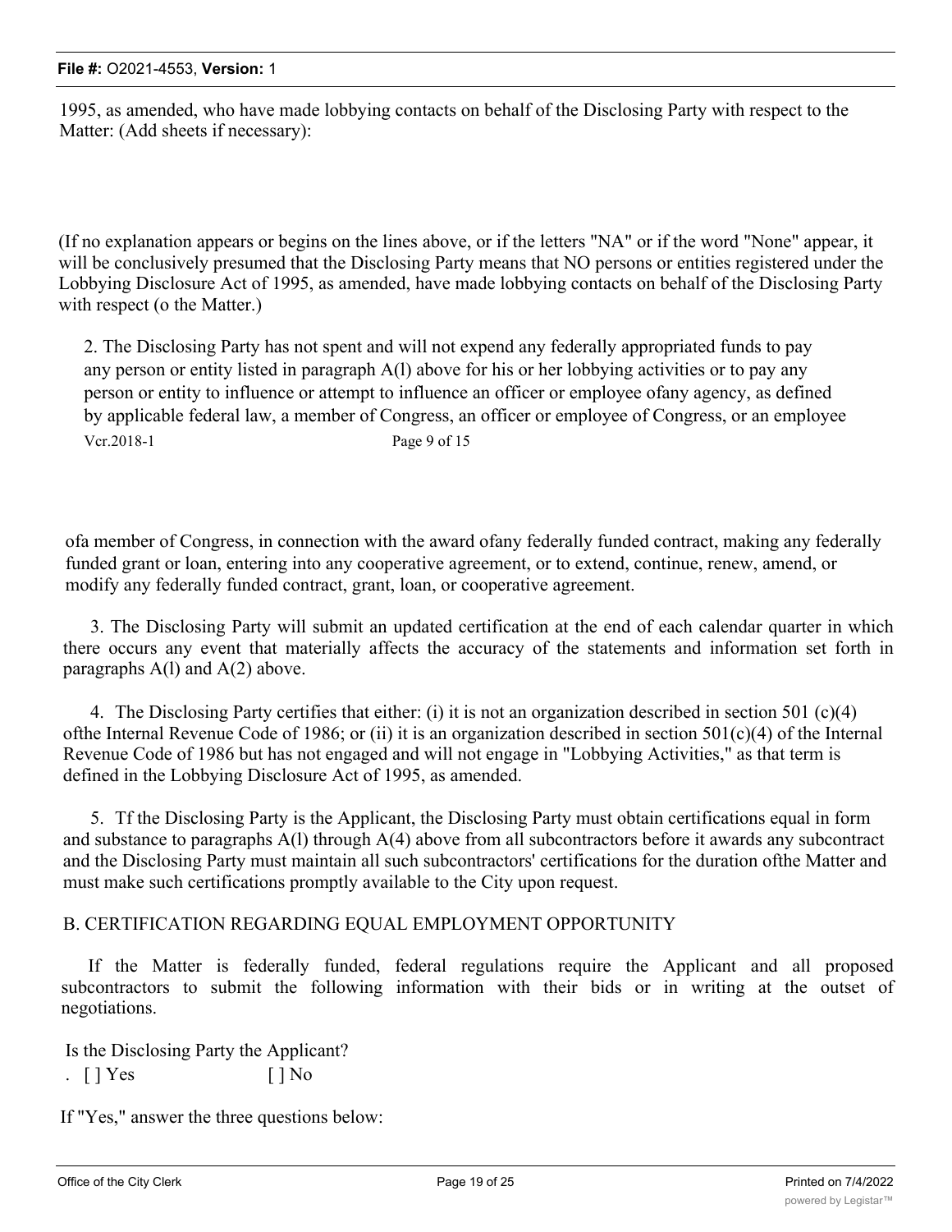1995, as amended, who have made lobbying contacts on behalf of the Disclosing Party with respect to the Matter: (Add sheets if necessary):

(If no explanation appears or begins on the lines above, or if the letters "NA" or if the word "None" appear, it will be conclusively presumed that the Disclosing Party means that NO persons or entities registered under the Lobbying Disclosure Act of 1995, as amended, have made lobbying contacts on behalf of the Disclosing Party with respect (o the Matter.)

2. The Disclosing Party has not spent and will not expend any federally appropriated funds to pay any person or entity listed in paragraph A(l) above for his or her lobbying activities or to pay any person or entity to influence or attempt to influence an officer or employee ofany agency, as defined by applicable federal law, a member of Congress, an officer or employee of Congress, or an employee

Vcr.2018-1 Page 9 of 15

ofa member of Congress, in connection with the award ofany federally funded contract, making any federally funded grant or loan, entering into any cooperative agreement, or to extend, continue, renew, amend, or modify any federally funded contract, grant, loan, or cooperative agreement.

3. The Disclosing Party will submit an updated certification at the end of each calendar quarter in which there occurs any event that materially affects the accuracy of the statements and information set forth in paragraphs A(l) and A(2) above.

4. The Disclosing Party certifies that either: (i) it is not an organization described in section 501 (c)(4) ofthe Internal Revenue Code of 1986; or (ii) it is an organization described in section 501(c)(4) of the Internal Revenue Code of 1986 but has not engaged and will not engage in "Lobbying Activities," as that term is defined in the Lobbying Disclosure Act of 1995, as amended.

5. Tf the Disclosing Party is the Applicant, the Disclosing Party must obtain certifications equal in form and substance to paragraphs A(l) through A(4) above from all subcontractors before it awards any subcontract and the Disclosing Party must maintain all such subcontractors' certifications for the duration ofthe Matter and must make such certifications promptly available to the City upon request.

B. CERTIFICATION REGARDING EQUAL EMPLOYMENT OPPORTUNITY

If the Matter is federally funded, federal regulations require the Applicant and all proposed subcontractors to submit the following information with their bids or in writing at the outset of negotiations.

Is the Disclosing Party the Applicant?

. [ ] Yes [ ] No

If "Yes," answer the three questions below: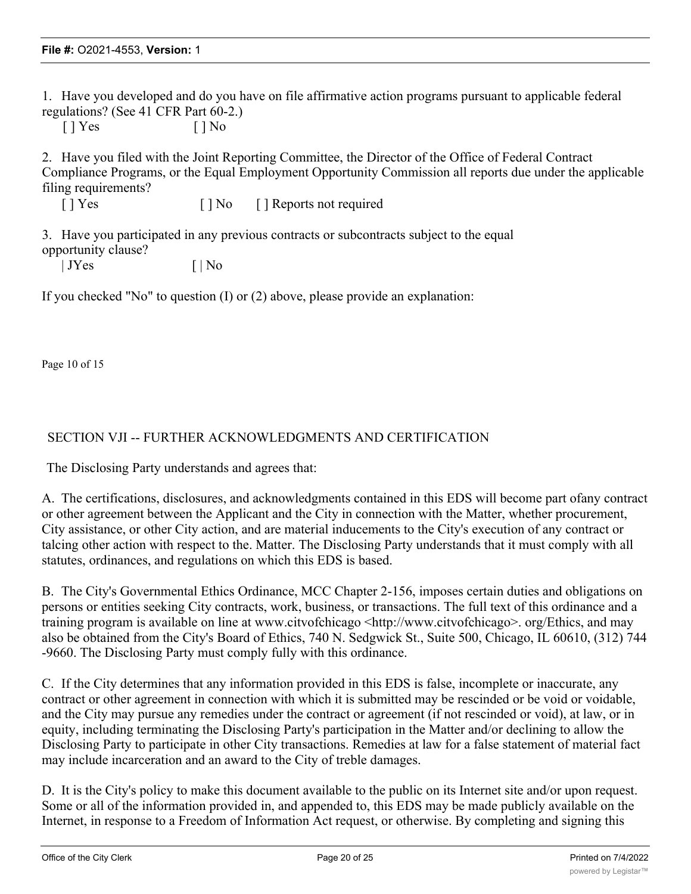1. Have you developed and do you have on file affirmative action programs pursuant to applicable federal regulations? (See 41 CFR Part 60-2.)

[ ] Yes [ ] No

2. Have you filed with the Joint Reporting Committee, the Director of the Office of Federal Contract Compliance Programs, or the Equal Employment Opportunity Commission all reports due under the applicable filing requirements?

[ ] Yes [ ] No [ ] Reports not required

3. Have you participated in any previous contracts or subcontracts subject to the equal opportunity clause?

| JYes [ | No

If you checked "No" to question (I) or (2) above, please provide an explanation:

Page 10 of 15

SECTION VJI -- FURTHER ACKNOWLEDGMENTS AND CERTIFICATION

The Disclosing Party understands and agrees that:

A. The certifications, disclosures, and acknowledgments contained in this EDS will become part ofany contract or other agreement between the Applicant and the City in connection with the Matter, whether procurement, City assistance, or other City action, and are material inducements to the City's execution of any contract or talcing other action with respect to the. Matter. The Disclosing Party understands that it must comply with all statutes, ordinances, and regulations on which this EDS is based.

B. The City's Governmental Ethics Ordinance, MCC Chapter 2-156, imposes certain duties and obligations on persons or entities seeking City contracts, work, business, or transactions. The full text of this ordinance and a training program is available on line at www.citvofchicago <http://www.citvofchicago>. org/Ethics, and may also be obtained from the City's Board of Ethics, 740 N. Sedgwick St., Suite 500, Chicago, IL 60610, (312) 744 -9660. The Disclosing Party must comply fully with this ordinance.

C. If the City determines that any information provided in this EDS is false, incomplete or inaccurate, any contract or other agreement in connection with which it is submitted may be rescinded or be void or voidable, and the City may pursue any remedies under the contract or agreement (if not rescinded or void), at law, or in equity, including terminating the Disclosing Party's participation in the Matter and/or declining to allow the Disclosing Party to participate in other City transactions. Remedies at law for a false statement of material fact may include incarceration and an award to the City of treble damages.

D. It is the City's policy to make this document available to the public on its Internet site and/or upon request. Some or all of the information provided in, and appended to, this EDS may be made publicly available on the Internet, in response to a Freedom of Information Act request, or otherwise. By completing and signing this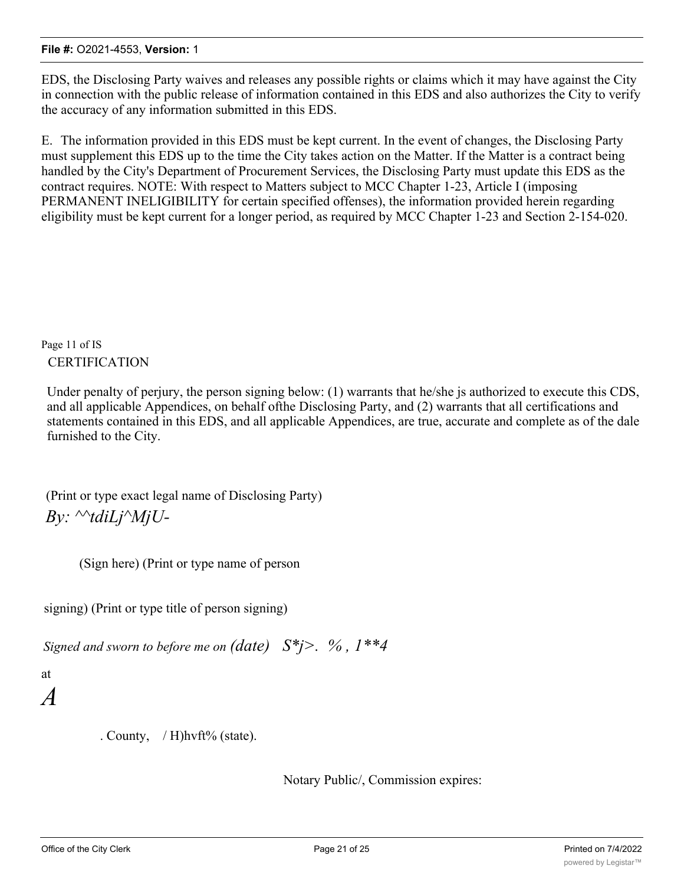EDS, the Disclosing Party waives and releases any possible rights or claims which it may have against the City in connection with the public release of information contained in this EDS and also authorizes the City to verify the accuracy of any information submitted in this EDS.

E. The information provided in this EDS must be kept current. In the event of changes, the Disclosing Party must supplement this EDS up to the time the City takes action on the Matter. If the Matter is a contract being handled by the City's Department of Procurement Services, the Disclosing Party must update this EDS as the contract requires. NOTE: With respect to Matters subject to MCC Chapter 1-23, Article I (imposing PERMANENT INELIGIBILITY for certain specified offenses), the information provided herein regarding eligibility must be kept current for a longer period, as required by MCC Chapter 1-23 and Section 2-154-020.

Page 11 of IS

CERTIFICATION

Under penalty of perjury, the person signing below: (1) warrants that he/she js authorized to execute this CDS, and all applicable Appendices, on behalf ofthe Disclosing Party, and (2) warrants that all certifications and statements contained in this EDS, and all applicable Appendices, are true, accurate and complete as of the dale furnished to the City.

(Print or type exact legal name of Disclosing Party)

*By: ^^tdiLj^MjU-*

(Sign here) (Print or type name of person

signing) (Print or type title of person signing)

*Signed and sworn to before me on (date) S*j>. % , 1**4*

at

*A*

. County, / H)hvft% (state).

Notary Public/, Commission expires: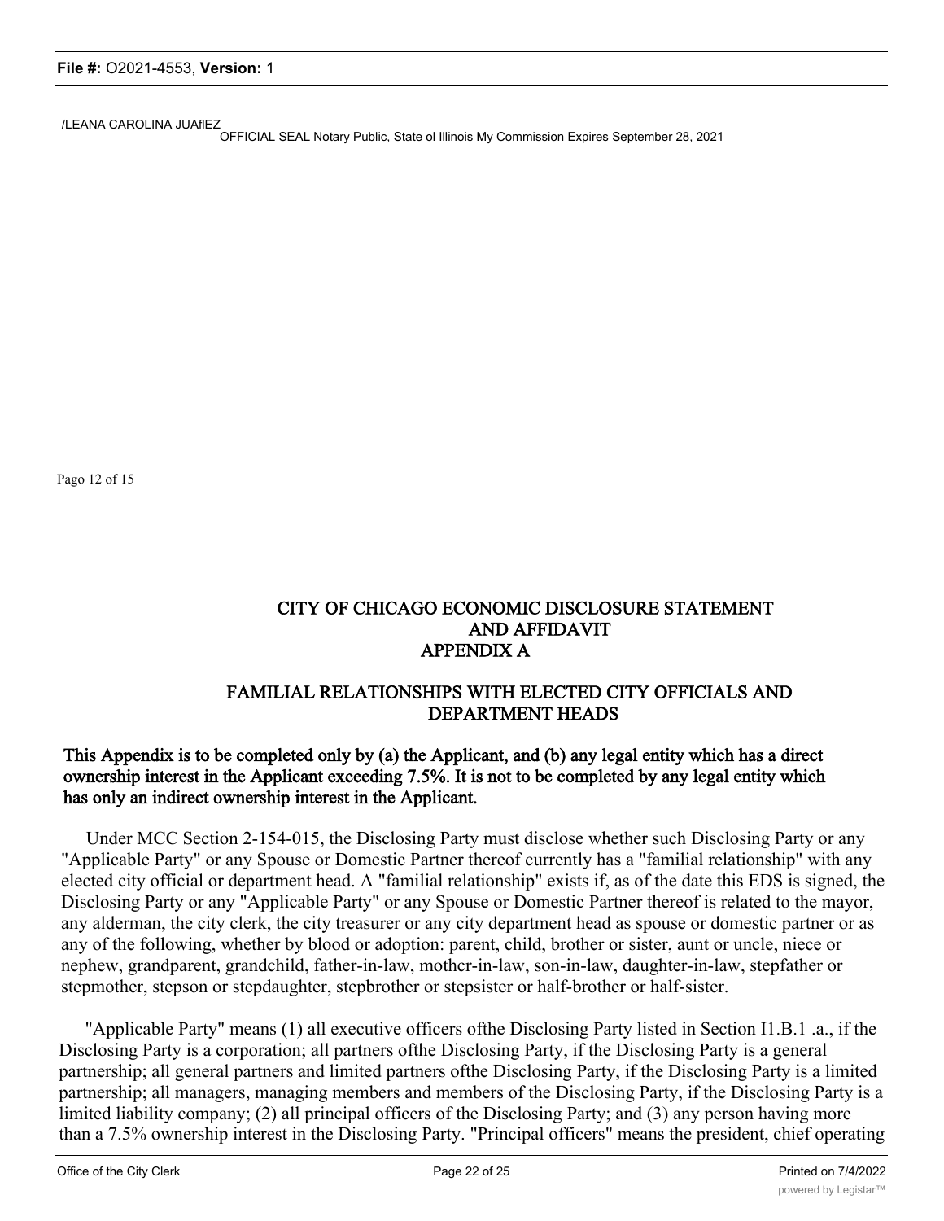/LEANA CAROLINA JUAflEZ
OFFICIAL SEAL Notary Public, State ol Illinois My Commission Expires September 28, 2021

Pago 12 of 15

# CITY OF CHICAGO ECONOMIC DISCLOSURE STATEMENT AND AFFIDAVIT
## APPENDIX A

## FAMILIAL RELATIONSHIPS WITH ELECTED CITY OFFICIALS AND DEPARTMENT HEADS

**This Appendix is to be completed only by (a) the Applicant, and (b) any legal entity which has a direct ownership interest in the Applicant exceeding 7.5%. It is not to be completed by any legal entity which has only an indirect ownership interest in the Applicant.**

Under MCC Section 2-154-015, the Disclosing Party must disclose whether such Disclosing Party or any "Applicable Party" or any Spouse or Domestic Partner thereof currently has a "familial relationship" with any elected city official or department head. A "familial relationship" exists if, as of the date this EDS is signed, the Disclosing Party or any "Applicable Party" or any Spouse or Domestic Partner thereof is related to the mayor, any alderman, the city clerk, the city treasurer or any city department head as spouse or domestic partner or as any of the following, whether by blood or adoption: parent, child, brother or sister, aunt or uncle, niece or nephew, grandparent, grandchild, father-in-law, mothcr-in-law, son-in-law, daughter-in-law, stepfather or stepmother, stepson or stepdaughter, stepbrother or stepsister or half-brother or half-sister.

"Applicable Party" means (1) all executive officers ofthe Disclosing Party listed in Section I1.B.1 .a., if the Disclosing Party is a corporation; all partners ofthe Disclosing Party, if the Disclosing Party is a general partnership; all general partners and limited partners ofthe Disclosing Party, if the Disclosing Party is a limited partnership; all managers, managing members and members of the Disclosing Party, if the Disclosing Party is a limited liability company; (2) all principal officers of the Disclosing Party; and (3) any person having more than a 7.5% ownership interest in the Disclosing Party. "Principal officers" means the president, chief operating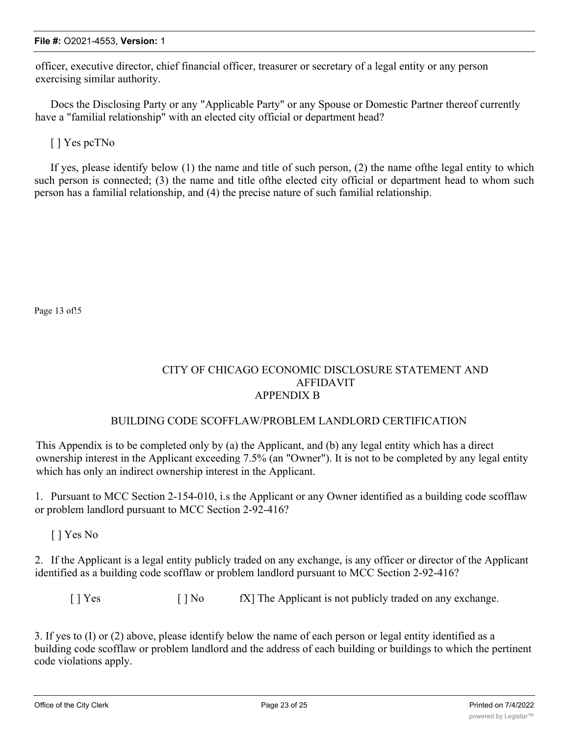officer, executive director, chief financial officer, treasurer or secretary of a legal entity or any person exercising similar authority.

Docs the Disclosing Party or any "Applicable Party" or any Spouse or Domestic Partner thereof currently have a "familial relationship" with an elected city official or department head?

[ ] Yes pcTNo

If yes, please identify below (1) the name and title of such person, (2) the name ofthe legal entity to which such person is connected; (3) the name and title ofthe elected city official or department head to whom such person has a familial relationship, and (4) the precise nature of such familial relationship.

Page 13 of!5

# CITY OF CHICAGO ECONOMIC DISCLOSURE STATEMENT AND AFFIDAVIT
## APPENDIX B

## BUILDING CODE SCOFFLAW/PROBLEM LANDLORD CERTIFICATION

This Appendix is to be completed only by (a) the Applicant, and (b) any legal entity which has a direct ownership interest in the Applicant exceeding 7.5% (an "Owner"). It is not to be completed by any legal entity which has only an indirect ownership interest in the Applicant.

1. Pursuant to MCC Section 2-154-010, i.s the Applicant or any Owner identified as a building code scofflaw or problem landlord pursuant to MCC Section 2-92-416?

[ ] Yes No

2. If the Applicant is a legal entity publicly traded on any exchange, is any officer or director of the Applicant identified as a building code scofflaw or problem landlord pursuant to MCC Section 2-92-416?

[ ] Yes [ ] No fX] The Applicant is not publicly traded on any exchange.

3. If yes to (I) or (2) above, please identify below the name of each person or legal entity identified as a building code scofflaw or problem landlord and the address of each building or buildings to which the pertinent code violations apply.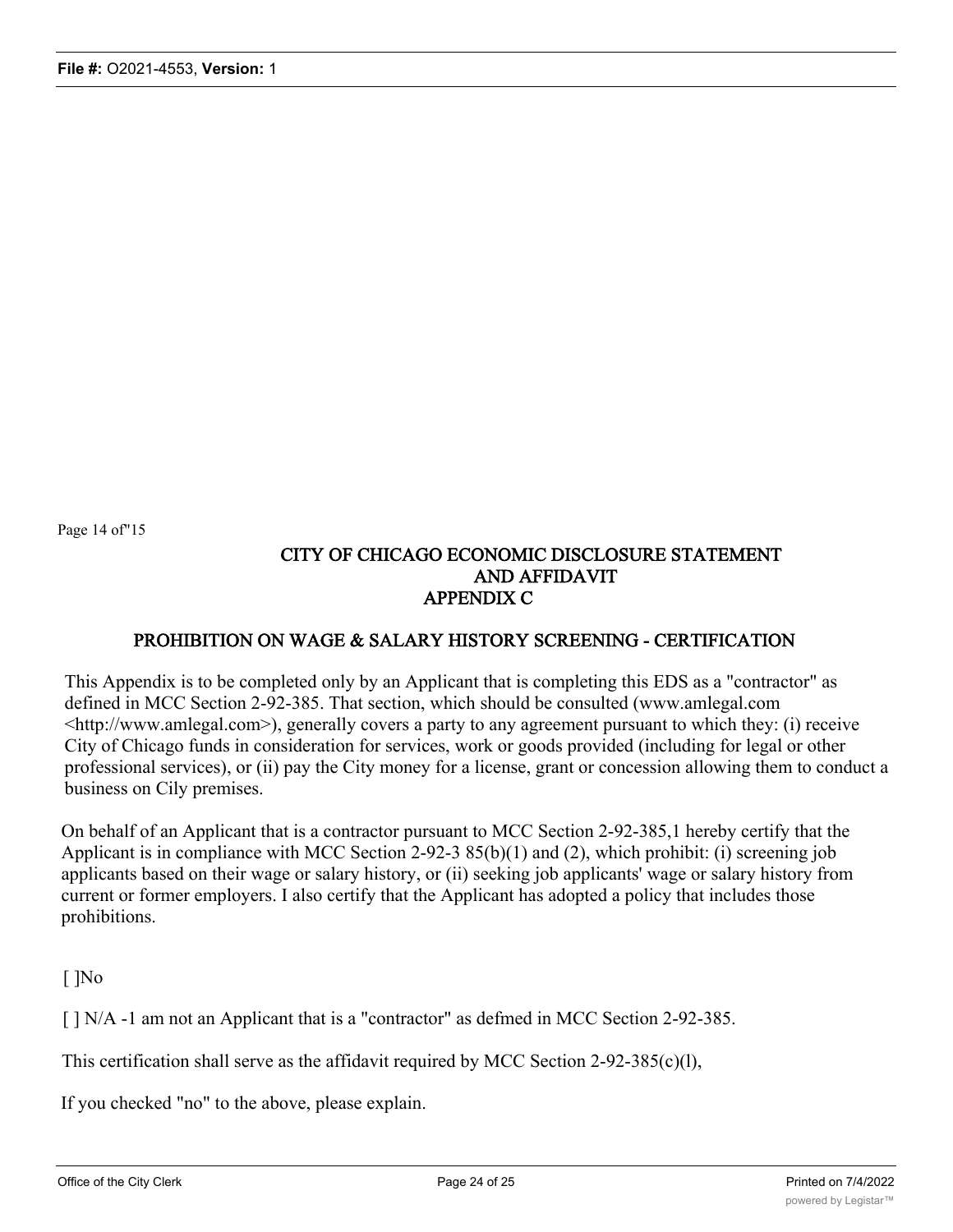Page 14 of"15

# CITY OF CHICAGO ECONOMIC DISCLOSURE STATEMENT AND AFFIDAVIT
## APPENDIX C

## PROHIBITION ON WAGE & SALARY HISTORY SCREENING - CERTIFICATION

This Appendix is to be completed only by an Applicant that is completing this EDS as a "contractor" as defined in MCC Section 2-92-385. That section, which should be consulted (www.amlegal.com <http://www.amlegal.com>), generally covers a party to any agreement pursuant to which they: (i) receive City of Chicago funds in consideration for services, work or goods provided (including for legal or other professional services), or (ii) pay the City money for a license, grant or concession allowing them to conduct a business on Cily premises.

On behalf of an Applicant that is a contractor pursuant to MCC Section 2-92-385,1 hereby certify that the Applicant is in compliance with MCC Section 2-92-3 85(b)(1) and (2), which prohibit: (i) screening job applicants based on their wage or salary history, or (ii) seeking job applicants' wage or salary history from current or former employers. I also certify that the Applicant has adopted a policy that includes those prohibitions.

[ ]No

[ ] N/A -1 am not an Applicant that is a "contractor" as defmed in MCC Section 2-92-385.

This certification shall serve as the affidavit required by MCC Section 2-92-385(c)(l),

If you checked "no" to the above, please explain.